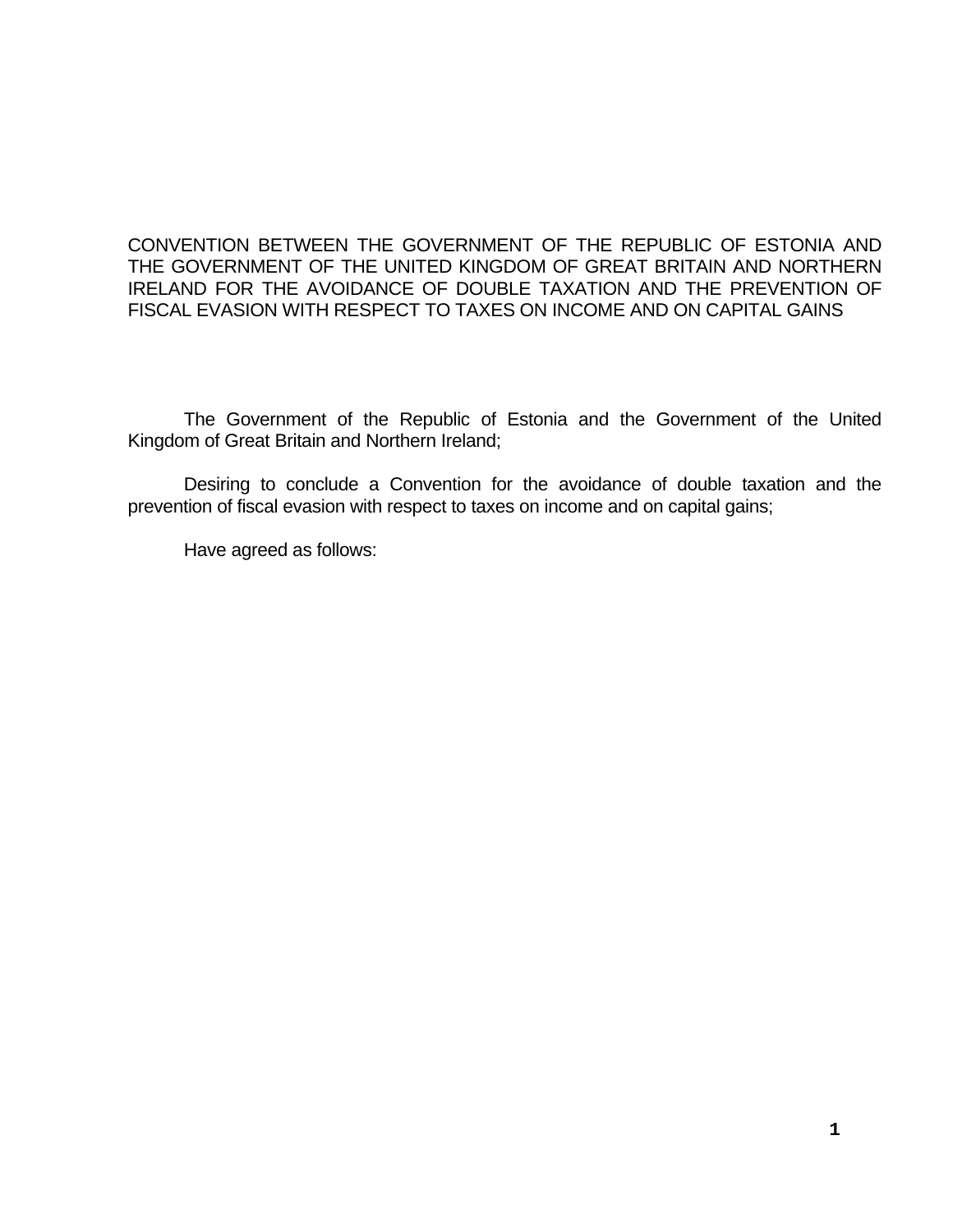# CONVENTION BETWEEN THE GOVERNMENT OF THE REPUBLIC OF ESTONIA AND THE GOVERNMENT OF THE UNITED KINGDOM OF GREAT BRITAIN AND NORTHERN IRELAND FOR THE AVOIDANCE OF DOUBLE TAXATION AND THE PREVENTION OF FISCAL EVASION WITH RESPECT TO TAXES ON INCOME AND ON CAPITAL GAINS

The Government of the Republic of Estonia and the Government of the United Kingdom of Great Britain and Northern Ireland;

Desiring to conclude a Convention for the avoidance of double taxation and the prevention of fiscal evasion with respect to taxes on income and on capital gains;

Have agreed as follows: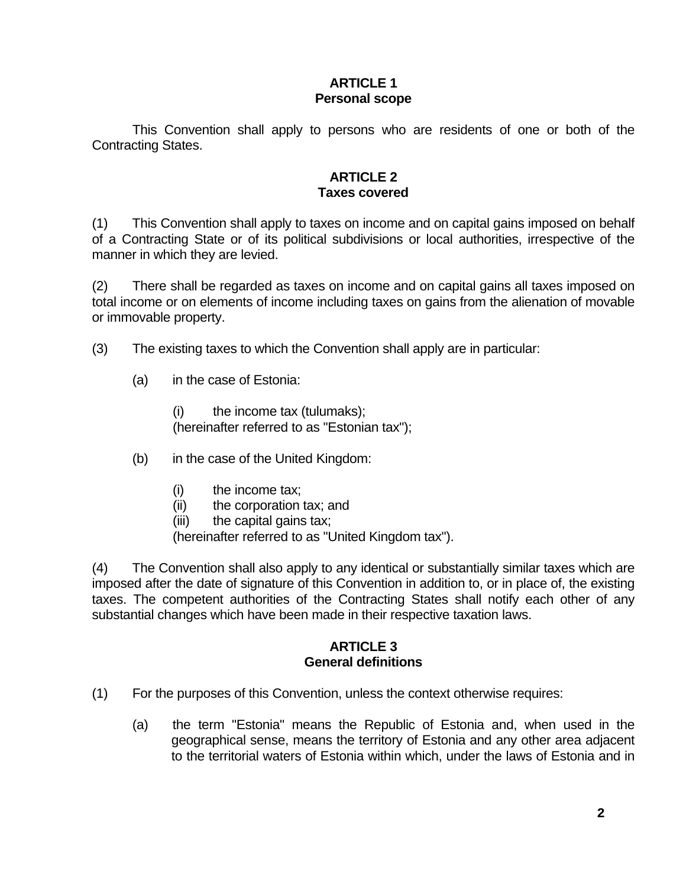## ARTICLE 1
## Personal scope

This Convention shall apply to persons who are residents of one or both of the Contracting States.

## ARTICLE 2
## Taxes covered

(1) This Convention shall apply to taxes on income and on capital gains imposed on behalf of a Contracting State or of its political subdivisions or local authorities, irrespective of the manner in which they are levied.

(2) There shall be regarded as taxes on income and on capital gains all taxes imposed on total income or on elements of income including taxes on gains from the alienation of movable or immovable property.

(3) The existing taxes to which the Convention shall apply are in particular:

(a) in the case of Estonia:

(i) the income tax (tulumaks);
(hereinafter referred to as "Estonian tax");

(b) in the case of the United Kingdom:

(i) the income tax;
(ii) the corporation tax; and
(iii) the capital gains tax;
(hereinafter referred to as "United Kingdom tax").

(4) The Convention shall also apply to any identical or substantially similar taxes which are imposed after the date of signature of this Convention in addition to, or in place of, the existing taxes. The competent authorities of the Contracting States shall notify each other of any substantial changes which have been made in their respective taxation laws.

## ARTICLE 3
## General definitions

(1) For the purposes of this Convention, unless the context otherwise requires:

(a) the term "Estonia" means the Republic of Estonia and, when used in the geographical sense, means the territory of Estonia and any other area adjacent to the territorial waters of Estonia within which, under the laws of Estonia and in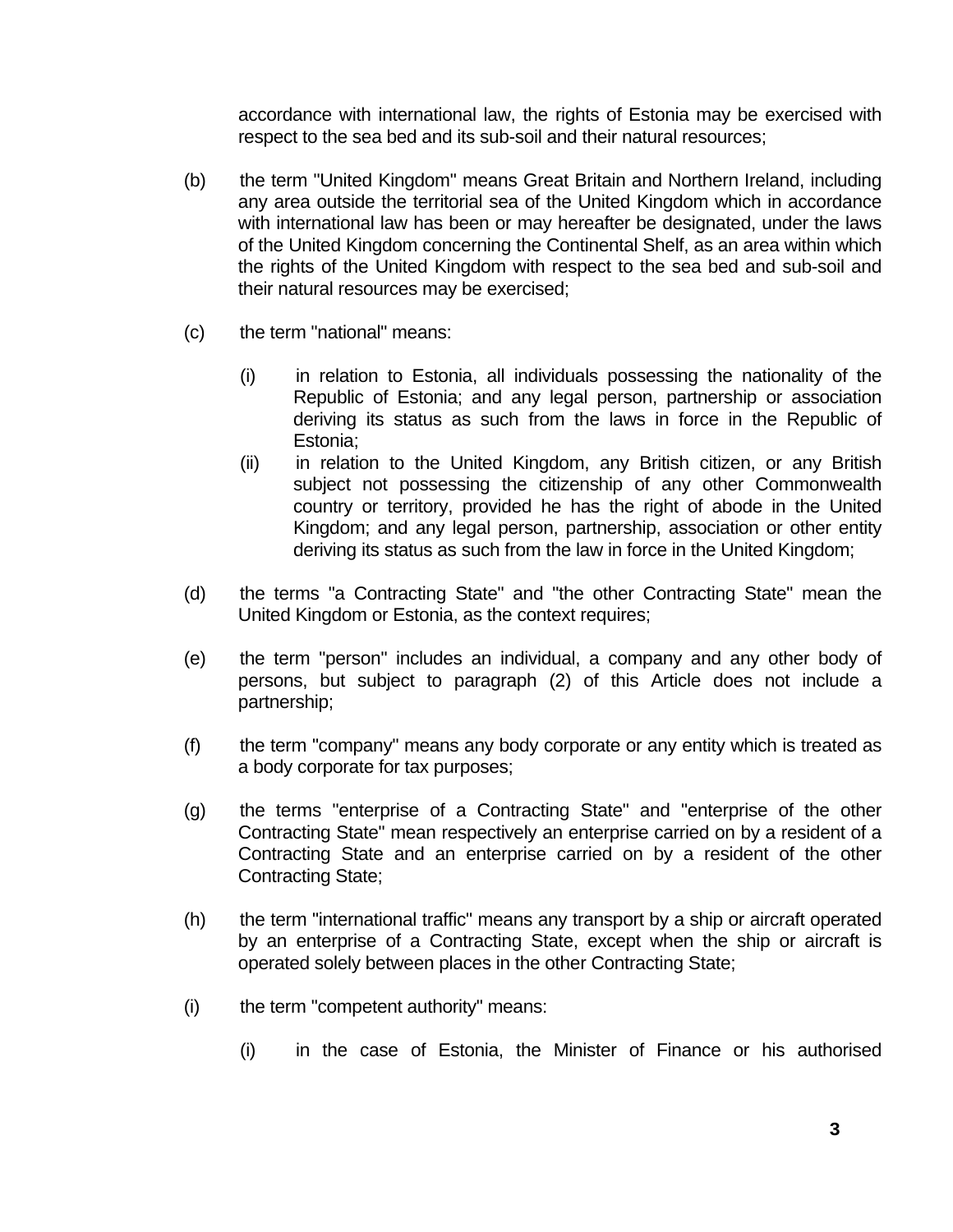accordance with international law, the rights of Estonia may be exercised with respect to the sea bed and its sub-soil and their natural resources;

(b) the term "United Kingdom" means Great Britain and Northern Ireland, including any area outside the territorial sea of the United Kingdom which in accordance with international law has been or may hereafter be designated, under the laws of the United Kingdom concerning the Continental Shelf, as an area within which the rights of the United Kingdom with respect to the sea bed and sub-soil and their natural resources may be exercised;

(c) the term "national" means:

(i) in relation to Estonia, all individuals possessing the nationality of the Republic of Estonia; and any legal person, partnership or association deriving its status as such from the laws in force in the Republic of Estonia;

(ii) in relation to the United Kingdom, any British citizen, or any British subject not possessing the citizenship of any other Commonwealth country or territory, provided he has the right of abode in the United Kingdom; and any legal person, partnership, association or other entity deriving its status as such from the law in force in the United Kingdom;

(d) the terms "a Contracting State" and "the other Contracting State" mean the United Kingdom or Estonia, as the context requires;

(e) the term "person" includes an individual, a company and any other body of persons, but subject to paragraph (2) of this Article does not include a partnership;

(f) the term "company" means any body corporate or any entity which is treated as a body corporate for tax purposes;

(g) the terms "enterprise of a Contracting State" and "enterprise of the other Contracting State" mean respectively an enterprise carried on by a resident of a Contracting State and an enterprise carried on by a resident of the other Contracting State;

(h) the term "international traffic" means any transport by a ship or aircraft operated by an enterprise of a Contracting State, except when the ship or aircraft is operated solely between places in the other Contracting State;

(i) the term "competent authority" means:

(i) in the case of Estonia, the Minister of Finance or his authorised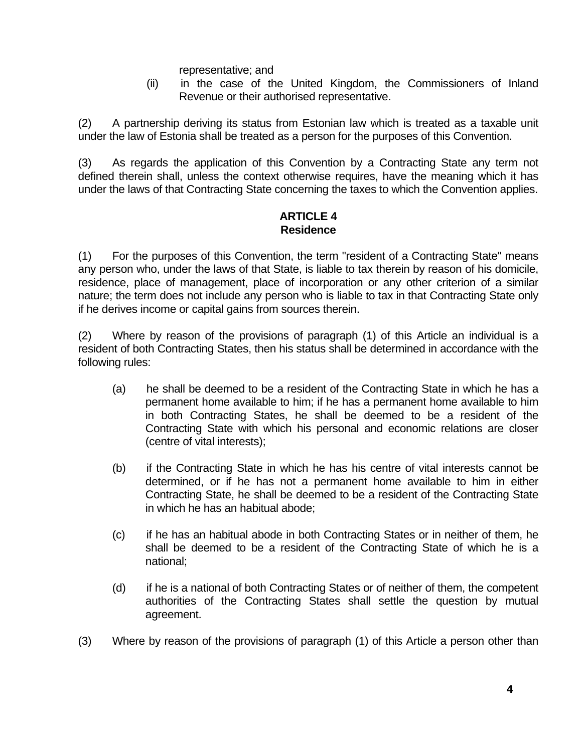representative; and

(ii) in the case of the United Kingdom, the Commissioners of Inland Revenue or their authorised representative.

(2) A partnership deriving its status from Estonian law which is treated as a taxable unit under the law of Estonia shall be treated as a person for the purposes of this Convention.

(3) As regards the application of this Convention by a Contracting State any term not defined therein shall, unless the context otherwise requires, have the meaning which it has under the laws of that Contracting State concerning the taxes to which the Convention applies.

## ARTICLE 4
## Residence

(1) For the purposes of this Convention, the term "resident of a Contracting State" means any person who, under the laws of that State, is liable to tax therein by reason of his domicile, residence, place of management, place of incorporation or any other criterion of a similar nature; the term does not include any person who is liable to tax in that Contracting State only if he derives income or capital gains from sources therein.

(2) Where by reason of the provisions of paragraph (1) of this Article an individual is a resident of both Contracting States, then his status shall be determined in accordance with the following rules:

(a) he shall be deemed to be a resident of the Contracting State in which he has a permanent home available to him; if he has a permanent home available to him in both Contracting States, he shall be deemed to be a resident of the Contracting State with which his personal and economic relations are closer (centre of vital interests);

(b) if the Contracting State in which he has his centre of vital interests cannot be determined, or if he has not a permanent home available to him in either Contracting State, he shall be deemed to be a resident of the Contracting State in which he has an habitual abode;

(c) if he has an habitual abode in both Contracting States or in neither of them, he shall be deemed to be a resident of the Contracting State of which he is a national;

(d) if he is a national of both Contracting States or of neither of them, the competent authorities of the Contracting States shall settle the question by mutual agreement.

(3) Where by reason of the provisions of paragraph (1) of this Article a person other than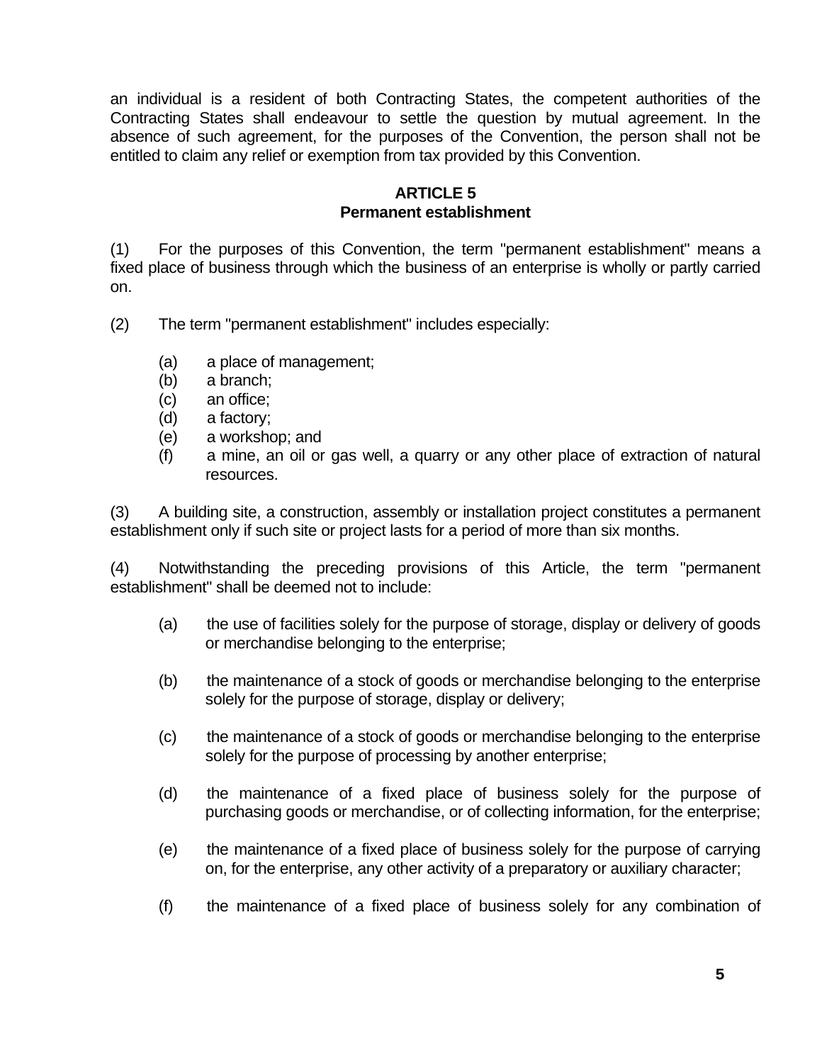an individual is a resident of both Contracting States, the competent authorities of the Contracting States shall endeavour to settle the question by mutual agreement. In the absence of such agreement, for the purposes of the Convention, the person shall not be entitled to claim any relief or exemption from tax provided by this Convention.

## ARTICLE 5
## Permanent establishment

(1) For the purposes of this Convention, the term "permanent establishment" means a fixed place of business through which the business of an enterprise is wholly or partly carried on.

(2) The term "permanent establishment" includes especially:

- (a) a place of management;
- (b) a branch;
- (c) an office;
- (d) a factory;
- (e) a workshop; and
- (f) a mine, an oil or gas well, a quarry or any other place of extraction of natural resources.

(3) A building site, a construction, assembly or installation project constitutes a permanent establishment only if such site or project lasts for a period of more than six months.

(4) Notwithstanding the preceding provisions of this Article, the term "permanent establishment" shall be deemed not to include:

- (a) the use of facilities solely for the purpose of storage, display or delivery of goods or merchandise belonging to the enterprise;

- (b) the maintenance of a stock of goods or merchandise belonging to the enterprise solely for the purpose of storage, display or delivery;

- (c) the maintenance of a stock of goods or merchandise belonging to the enterprise solely for the purpose of processing by another enterprise;

- (d) the maintenance of a fixed place of business solely for the purpose of purchasing goods or merchandise, or of collecting information, for the enterprise;

- (e) the maintenance of a fixed place of business solely for the purpose of carrying on, for the enterprise, any other activity of a preparatory or auxiliary character;

- (f) the maintenance of a fixed place of business solely for any combination of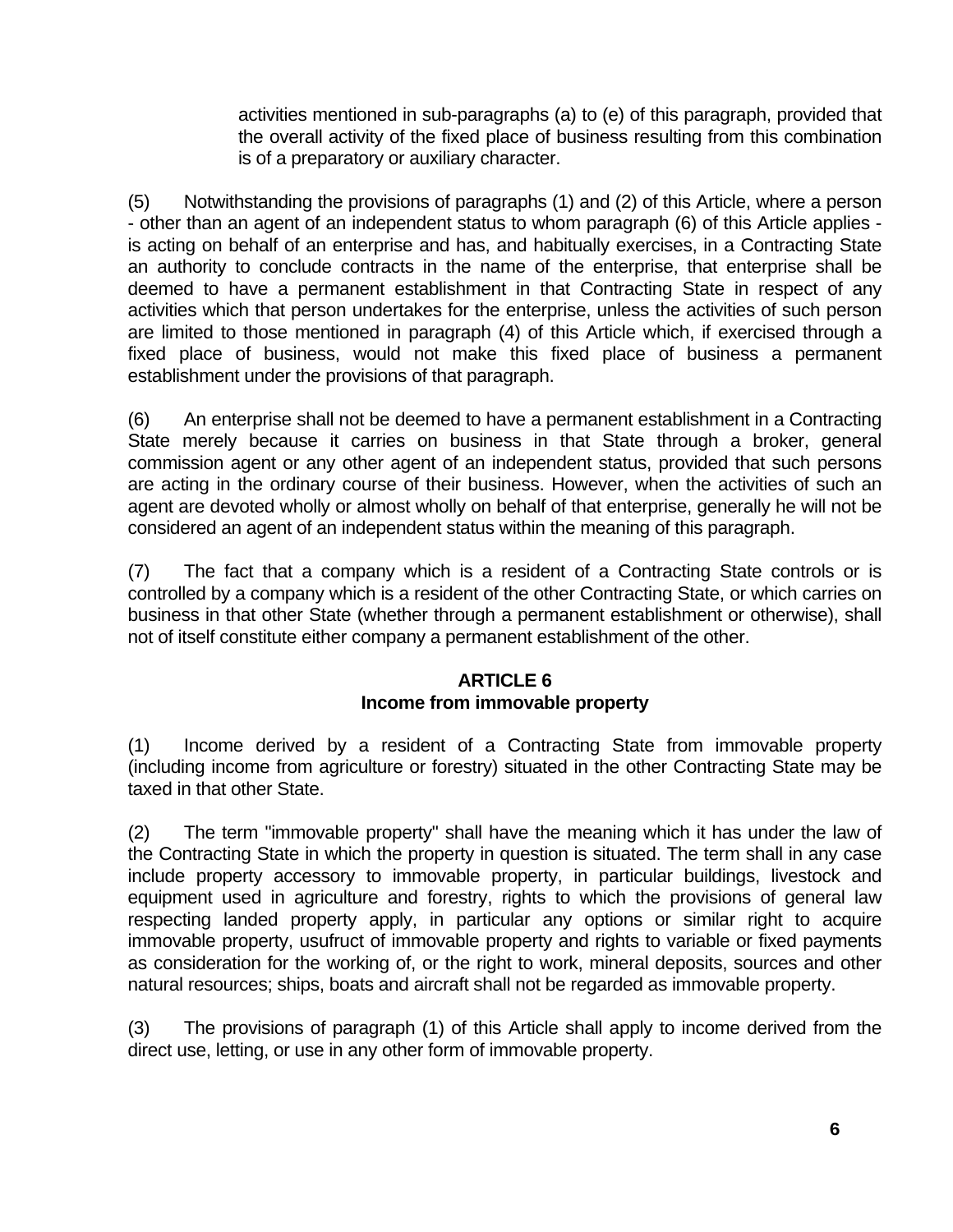activities mentioned in sub-paragraphs (a) to (e) of this paragraph, provided that the overall activity of the fixed place of business resulting from this combination is of a preparatory or auxiliary character.

(5) Notwithstanding the provisions of paragraphs (1) and (2) of this Article, where a person - other than an agent of an independent status to whom paragraph (6) of this Article applies - is acting on behalf of an enterprise and has, and habitually exercises, in a Contracting State an authority to conclude contracts in the name of the enterprise, that enterprise shall be deemed to have a permanent establishment in that Contracting State in respect of any activities which that person undertakes for the enterprise, unless the activities of such person are limited to those mentioned in paragraph (4) of this Article which, if exercised through a fixed place of business, would not make this fixed place of business a permanent establishment under the provisions of that paragraph.

(6) An enterprise shall not be deemed to have a permanent establishment in a Contracting State merely because it carries on business in that State through a broker, general commission agent or any other agent of an independent status, provided that such persons are acting in the ordinary course of their business. However, when the activities of such an agent are devoted wholly or almost wholly on behalf of that enterprise, generally he will not be considered an agent of an independent status within the meaning of this paragraph.

(7) The fact that a company which is a resident of a Contracting State controls or is controlled by a company which is a resident of the other Contracting State, or which carries on business in that other State (whether through a permanent establishment or otherwise), shall not of itself constitute either company a permanent establishment of the other.

## ARTICLE 6
## Income from immovable property

(1) Income derived by a resident of a Contracting State from immovable property (including income from agriculture or forestry) situated in the other Contracting State may be taxed in that other State.

(2) The term "immovable property" shall have the meaning which it has under the law of the Contracting State in which the property in question is situated. The term shall in any case include property accessory to immovable property, in particular buildings, livestock and equipment used in agriculture and forestry, rights to which the provisions of general law respecting landed property apply, in particular any options or similar right to acquire immovable property, usufruct of immovable property and rights to variable or fixed payments as consideration for the working of, or the right to work, mineral deposits, sources and other natural resources; ships, boats and aircraft shall not be regarded as immovable property.

(3) The provisions of paragraph (1) of this Article shall apply to income derived from the direct use, letting, or use in any other form of immovable property.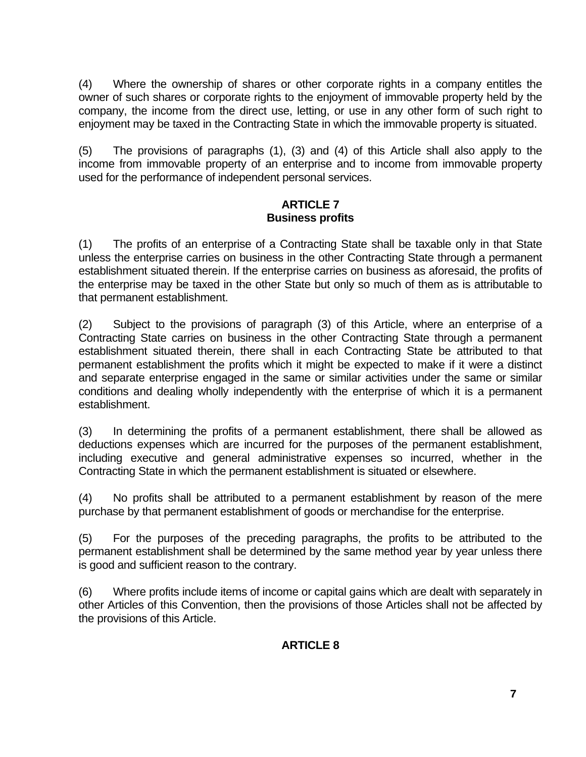(4) Where the ownership of shares or other corporate rights in a company entitles the owner of such shares or corporate rights to the enjoyment of immovable property held by the company, the income from the direct use, letting, or use in any other form of such right to enjoyment may be taxed in the Contracting State in which the immovable property is situated.

(5) The provisions of paragraphs (1), (3) and (4) of this Article shall also apply to the income from immovable property of an enterprise and to income from immovable property used for the performance of independent personal services.

## ARTICLE 7
## Business profits

(1) The profits of an enterprise of a Contracting State shall be taxable only in that State unless the enterprise carries on business in the other Contracting State through a permanent establishment situated therein. If the enterprise carries on business as aforesaid, the profits of the enterprise may be taxed in the other State but only so much of them as is attributable to that permanent establishment.

(2) Subject to the provisions of paragraph (3) of this Article, where an enterprise of a Contracting State carries on business in the other Contracting State through a permanent establishment situated therein, there shall in each Contracting State be attributed to that permanent establishment the profits which it might be expected to make if it were a distinct and separate enterprise engaged in the same or similar activities under the same or similar conditions and dealing wholly independently with the enterprise of which it is a permanent establishment.

(3) In determining the profits of a permanent establishment, there shall be allowed as deductions expenses which are incurred for the purposes of the permanent establishment, including executive and general administrative expenses so incurred, whether in the Contracting State in which the permanent establishment is situated or elsewhere.

(4) No profits shall be attributed to a permanent establishment by reason of the mere purchase by that permanent establishment of goods or merchandise for the enterprise.

(5) For the purposes of the preceding paragraphs, the profits to be attributed to the permanent establishment shall be determined by the same method year by year unless there is good and sufficient reason to the contrary.

(6) Where profits include items of income or capital gains which are dealt with separately in other Articles of this Convention, then the provisions of those Articles shall not be affected by the provisions of this Article.

## ARTICLE 8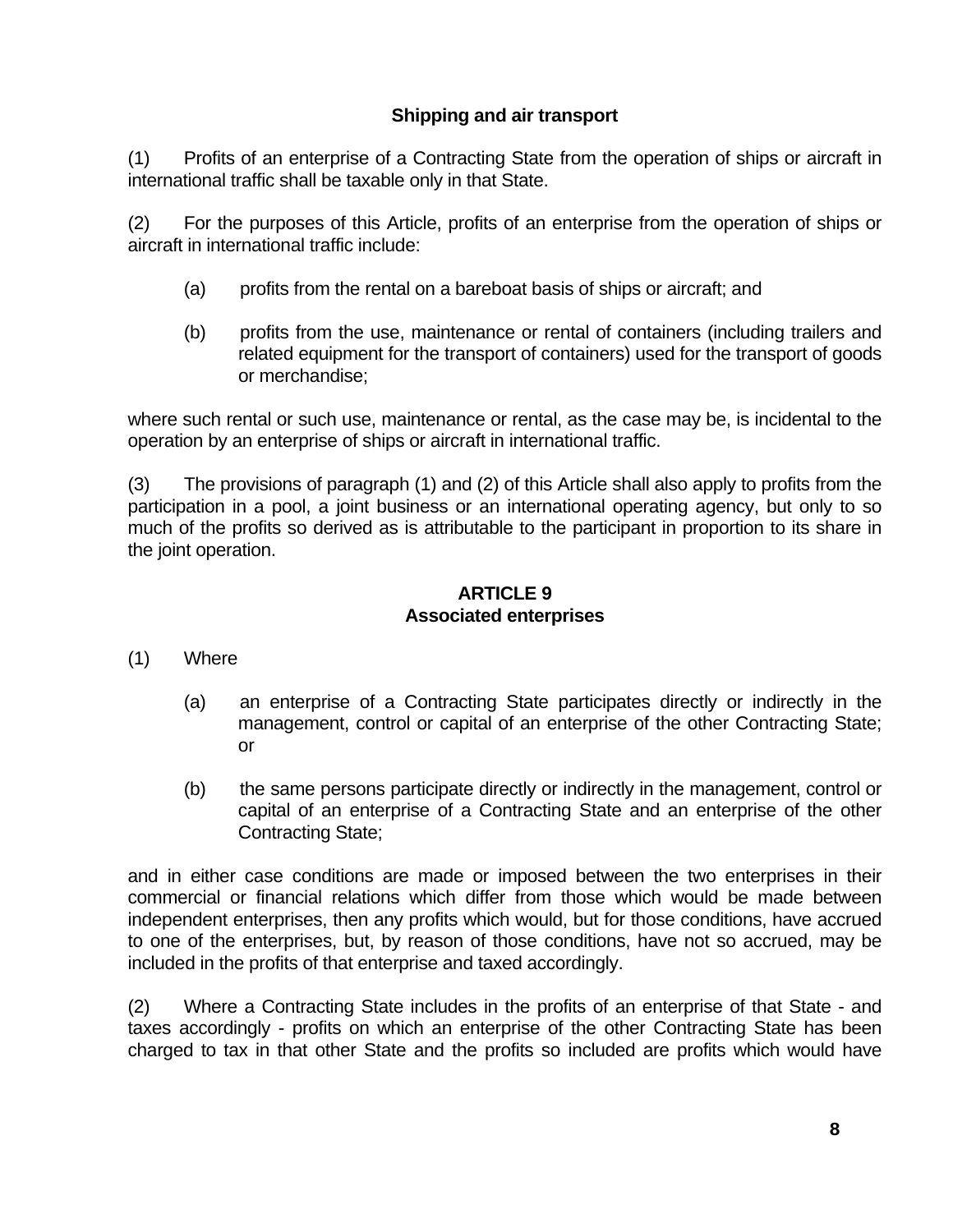**Shipping and air transport**

(1) Profits of an enterprise of a Contracting State from the operation of ships or aircraft in international traffic shall be taxable only in that State.

(2) For the purposes of this Article, profits of an enterprise from the operation of ships or aircraft in international traffic include:

- (a) profits from the rental on a bareboat basis of ships or aircraft; and

- (b) profits from the use, maintenance or rental of containers (including trailers and related equipment for the transport of containers) used for the transport of goods or merchandise;

where such rental or such use, maintenance or rental, as the case may be, is incidental to the operation by an enterprise of ships or aircraft in international traffic.

(3) The provisions of paragraph (1) and (2) of this Article shall also apply to profits from the participation in a pool, a joint business or an international operating agency, but only to so much of the profits so derived as is attributable to the participant in proportion to its share in the joint operation.

## ARTICLE 9
## Associated enterprises

(1) Where

- (a) an enterprise of a Contracting State participates directly or indirectly in the management, control or capital of an enterprise of the other Contracting State; or

- (b) the same persons participate directly or indirectly in the management, control or capital of an enterprise of a Contracting State and an enterprise of the other Contracting State;

and in either case conditions are made or imposed between the two enterprises in their commercial or financial relations which differ from those which would be made between independent enterprises, then any profits which would, but for those conditions, have accrued to one of the enterprises, but, by reason of those conditions, have not so accrued, may be included in the profits of that enterprise and taxed accordingly.

(2) Where a Contracting State includes in the profits of an enterprise of that State - and taxes accordingly - profits on which an enterprise of the other Contracting State has been charged to tax in that other State and the profits so included are profits which would have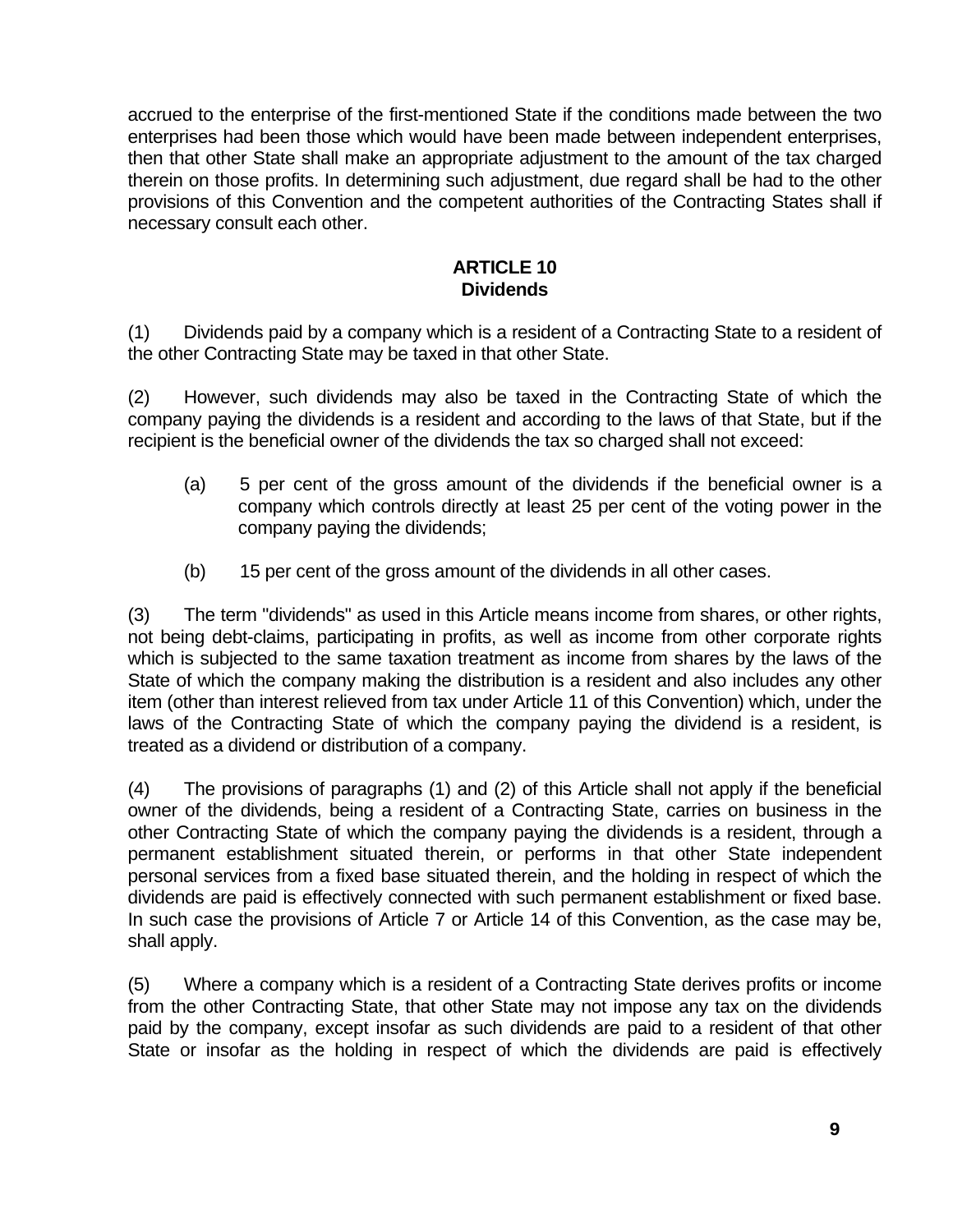accrued to the enterprise of the first-mentioned State if the conditions made between the two enterprises had been those which would have been made between independent enterprises, then that other State shall make an appropriate adjustment to the amount of the tax charged therein on those profits. In determining such adjustment, due regard shall be had to the other provisions of this Convention and the competent authorities of the Contracting States shall if necessary consult each other.

## ARTICLE 10
## Dividends

(1) Dividends paid by a company which is a resident of a Contracting State to a resident of the other Contracting State may be taxed in that other State.

(2) However, such dividends may also be taxed in the Contracting State of which the company paying the dividends is a resident and according to the laws of that State, but if the recipient is the beneficial owner of the dividends the tax so charged shall not exceed:

(a) 5 per cent of the gross amount of the dividends if the beneficial owner is a company which controls directly at least 25 per cent of the voting power in the company paying the dividends;

(b) 15 per cent of the gross amount of the dividends in all other cases.

(3) The term "dividends" as used in this Article means income from shares, or other rights, not being debt-claims, participating in profits, as well as income from other corporate rights which is subjected to the same taxation treatment as income from shares by the laws of the State of which the company making the distribution is a resident and also includes any other item (other than interest relieved from tax under Article 11 of this Convention) which, under the laws of the Contracting State of which the company paying the dividend is a resident, is treated as a dividend or distribution of a company.

(4) The provisions of paragraphs (1) and (2) of this Article shall not apply if the beneficial owner of the dividends, being a resident of a Contracting State, carries on business in the other Contracting State of which the company paying the dividends is a resident, through a permanent establishment situated therein, or performs in that other State independent personal services from a fixed base situated therein, and the holding in respect of which the dividends are paid is effectively connected with such permanent establishment or fixed base. In such case the provisions of Article 7 or Article 14 of this Convention, as the case may be, shall apply.

(5) Where a company which is a resident of a Contracting State derives profits or income from the other Contracting State, that other State may not impose any tax on the dividends paid by the company, except insofar as such dividends are paid to a resident of that other State or insofar as the holding in respect of which the dividends are paid is effectively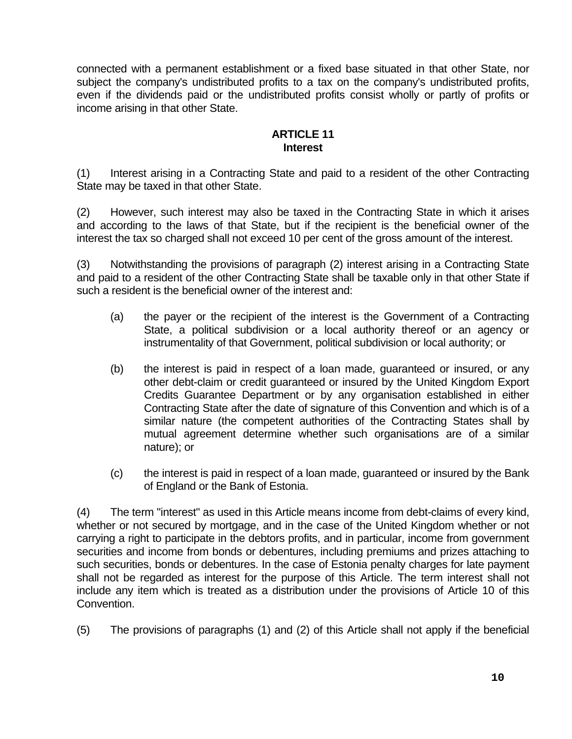connected with a permanent establishment or a fixed base situated in that other State, nor subject the company's undistributed profits to a tax on the company's undistributed profits, even if the dividends paid or the undistributed profits consist wholly or partly of profits or income arising in that other State.

## ARTICLE 11
## Interest

(1) Interest arising in a Contracting State and paid to a resident of the other Contracting State may be taxed in that other State.

(2) However, such interest may also be taxed in the Contracting State in which it arises and according to the laws of that State, but if the recipient is the beneficial owner of the interest the tax so charged shall not exceed 10 per cent of the gross amount of the interest.

(3) Notwithstanding the provisions of paragraph (2) interest arising in a Contracting State and paid to a resident of the other Contracting State shall be taxable only in that other State if such a resident is the beneficial owner of the interest and:

(a) the payer or the recipient of the interest is the Government of a Contracting State, a political subdivision or a local authority thereof or an agency or instrumentality of that Government, political subdivision or local authority; or

(b) the interest is paid in respect of a loan made, guaranteed or insured, or any other debt-claim or credit guaranteed or insured by the United Kingdom Export Credits Guarantee Department or by any organisation established in either Contracting State after the date of signature of this Convention and which is of a similar nature (the competent authorities of the Contracting States shall by mutual agreement determine whether such organisations are of a similar nature); or

(c) the interest is paid in respect of a loan made, guaranteed or insured by the Bank of England or the Bank of Estonia.

(4) The term "interest" as used in this Article means income from debt-claims of every kind, whether or not secured by mortgage, and in the case of the United Kingdom whether or not carrying a right to participate in the debtors profits, and in particular, income from government securities and income from bonds or debentures, including premiums and prizes attaching to such securities, bonds or debentures. In the case of Estonia penalty charges for late payment shall not be regarded as interest for the purpose of this Article. The term interest shall not include any item which is treated as a distribution under the provisions of Article 10 of this Convention.

(5) The provisions of paragraphs (1) and (2) of this Article shall not apply if the beneficial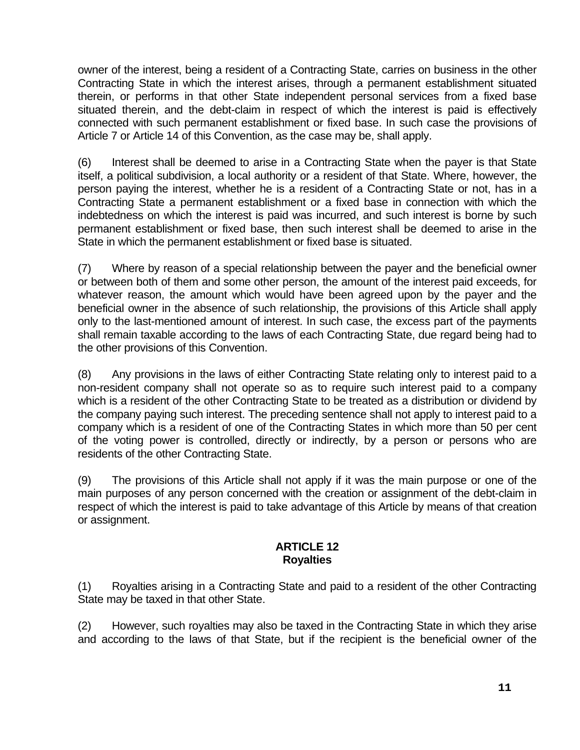owner of the interest, being a resident of a Contracting State, carries on business in the other Contracting State in which the interest arises, through a permanent establishment situated therein, or performs in that other State independent personal services from a fixed base situated therein, and the debt-claim in respect of which the interest is paid is effectively connected with such permanent establishment or fixed base. In such case the provisions of Article 7 or Article 14 of this Convention, as the case may be, shall apply.

(6) Interest shall be deemed to arise in a Contracting State when the payer is that State itself, a political subdivision, a local authority or a resident of that State. Where, however, the person paying the interest, whether he is a resident of a Contracting State or not, has in a Contracting State a permanent establishment or a fixed base in connection with which the indebtedness on which the interest is paid was incurred, and such interest is borne by such permanent establishment or fixed base, then such interest shall be deemed to arise in the State in which the permanent establishment or fixed base is situated.

(7) Where by reason of a special relationship between the payer and the beneficial owner or between both of them and some other person, the amount of the interest paid exceeds, for whatever reason, the amount which would have been agreed upon by the payer and the beneficial owner in the absence of such relationship, the provisions of this Article shall apply only to the last-mentioned amount of interest. In such case, the excess part of the payments shall remain taxable according to the laws of each Contracting State, due regard being had to the other provisions of this Convention.

(8) Any provisions in the laws of either Contracting State relating only to interest paid to a non-resident company shall not operate so as to require such interest paid to a company which is a resident of the other Contracting State to be treated as a distribution or dividend by the company paying such interest. The preceding sentence shall not apply to interest paid to a company which is a resident of one of the Contracting States in which more than 50 per cent of the voting power is controlled, directly or indirectly, by a person or persons who are residents of the other Contracting State.

(9) The provisions of this Article shall not apply if it was the main purpose or one of the main purposes of any person concerned with the creation or assignment of the debt-claim in respect of which the interest is paid to take advantage of this Article by means of that creation or assignment.

## ARTICLE 12
## Royalties

(1) Royalties arising in a Contracting State and paid to a resident of the other Contracting State may be taxed in that other State.

(2) However, such royalties may also be taxed in the Contracting State in which they arise and according to the laws of that State, but if the recipient is the beneficial owner of the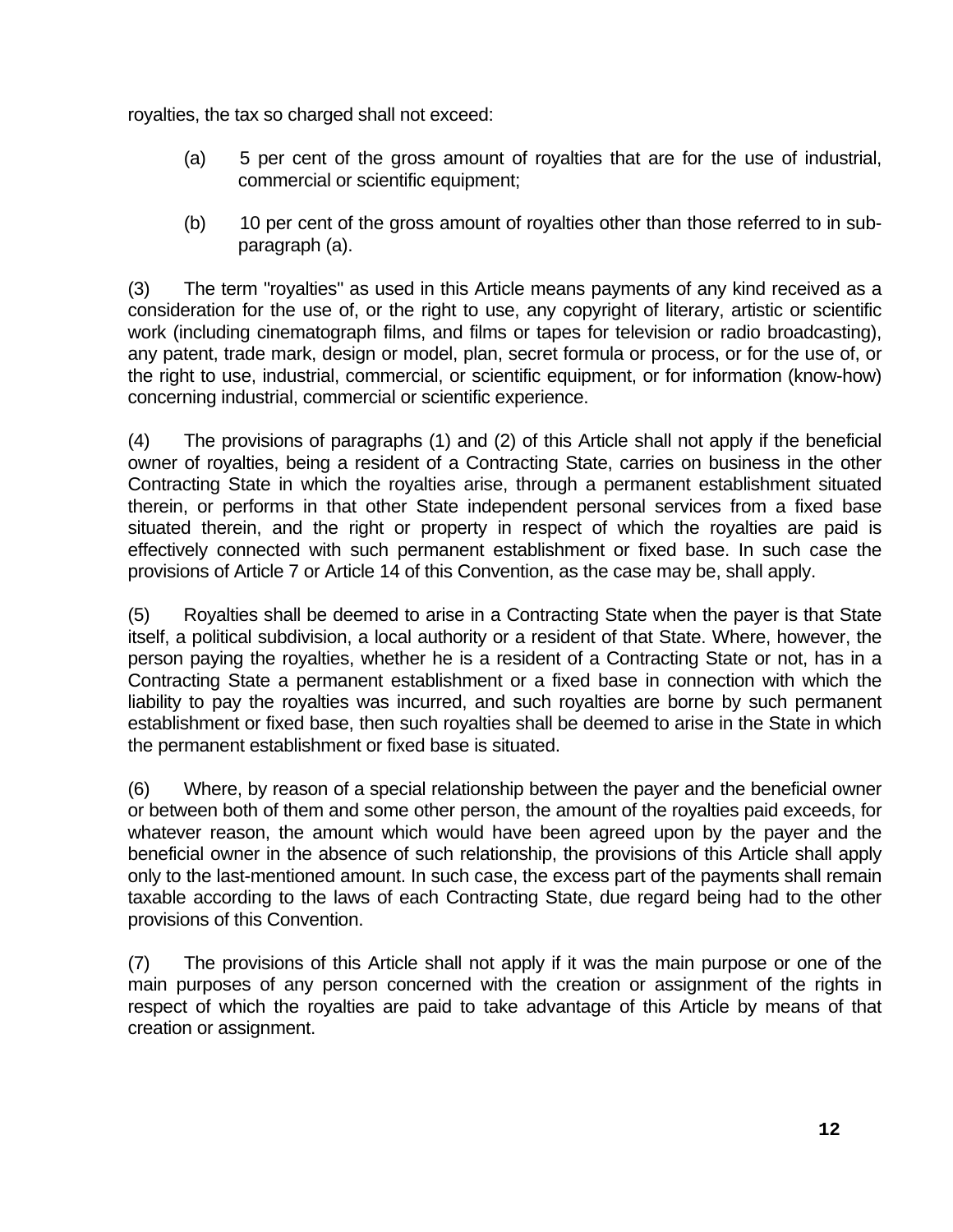royalties, the tax so charged shall not exceed:

(a) 5 per cent of the gross amount of royalties that are for the use of industrial, commercial or scientific equipment;

(b) 10 per cent of the gross amount of royalties other than those referred to in sub-paragraph (a).

(3) The term "royalties" as used in this Article means payments of any kind received as a consideration for the use of, or the right to use, any copyright of literary, artistic or scientific work (including cinematograph films, and films or tapes for television or radio broadcasting), any patent, trade mark, design or model, plan, secret formula or process, or for the use of, or the right to use, industrial, commercial, or scientific equipment, or for information (know-how) concerning industrial, commercial or scientific experience.

(4) The provisions of paragraphs (1) and (2) of this Article shall not apply if the beneficial owner of royalties, being a resident of a Contracting State, carries on business in the other Contracting State in which the royalties arise, through a permanent establishment situated therein, or performs in that other State independent personal services from a fixed base situated therein, and the right or property in respect of which the royalties are paid is effectively connected with such permanent establishment or fixed base. In such case the provisions of Article 7 or Article 14 of this Convention, as the case may be, shall apply.

(5) Royalties shall be deemed to arise in a Contracting State when the payer is that State itself, a political subdivision, a local authority or a resident of that State. Where, however, the person paying the royalties, whether he is a resident of a Contracting State or not, has in a Contracting State a permanent establishment or a fixed base in connection with which the liability to pay the royalties was incurred, and such royalties are borne by such permanent establishment or fixed base, then such royalties shall be deemed to arise in the State in which the permanent establishment or fixed base is situated.

(6) Where, by reason of a special relationship between the payer and the beneficial owner or between both of them and some other person, the amount of the royalties paid exceeds, for whatever reason, the amount which would have been agreed upon by the payer and the beneficial owner in the absence of such relationship, the provisions of this Article shall apply only to the last-mentioned amount. In such case, the excess part of the payments shall remain taxable according to the laws of each Contracting State, due regard being had to the other provisions of this Convention.

(7) The provisions of this Article shall not apply if it was the main purpose or one of the main purposes of any person concerned with the creation or assignment of the rights in respect of which the royalties are paid to take advantage of this Article by means of that creation or assignment.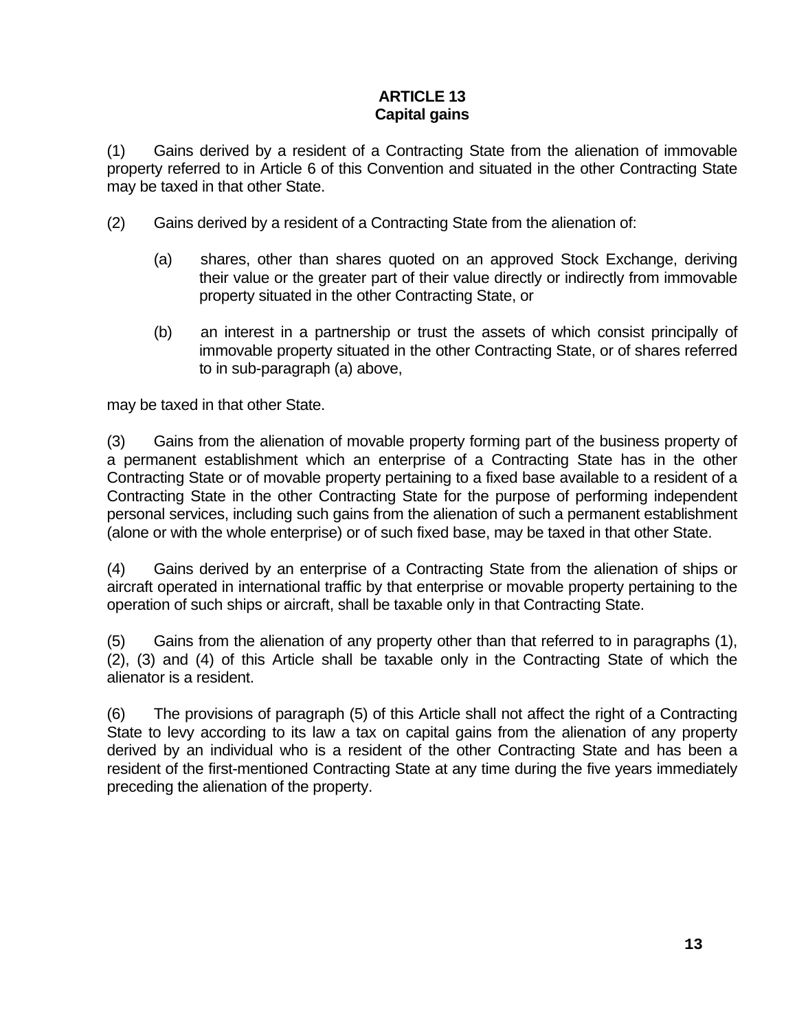## ARTICLE 13
## Capital gains

(1) Gains derived by a resident of a Contracting State from the alienation of immovable property referred to in Article 6 of this Convention and situated in the other Contracting State may be taxed in that other State.

(2) Gains derived by a resident of a Contracting State from the alienation of:

(a) shares, other than shares quoted on an approved Stock Exchange, deriving their value or the greater part of their value directly or indirectly from immovable property situated in the other Contracting State, or

(b) an interest in a partnership or trust the assets of which consist principally of immovable property situated in the other Contracting State, or of shares referred to in sub-paragraph (a) above,

may be taxed in that other State.

(3) Gains from the alienation of movable property forming part of the business property of a permanent establishment which an enterprise of a Contracting State has in the other Contracting State or of movable property pertaining to a fixed base available to a resident of a Contracting State in the other Contracting State for the purpose of performing independent personal services, including such gains from the alienation of such a permanent establishment (alone or with the whole enterprise) or of such fixed base, may be taxed in that other State.

(4) Gains derived by an enterprise of a Contracting State from the alienation of ships or aircraft operated in international traffic by that enterprise or movable property pertaining to the operation of such ships or aircraft, shall be taxable only in that Contracting State.

(5) Gains from the alienation of any property other than that referred to in paragraphs (1), (2), (3) and (4) of this Article shall be taxable only in the Contracting State of which the alienator is a resident.

(6) The provisions of paragraph (5) of this Article shall not affect the right of a Contracting State to levy according to its law a tax on capital gains from the alienation of any property derived by an individual who is a resident of the other Contracting State and has been a resident of the first-mentioned Contracting State at any time during the five years immediately preceding the alienation of the property.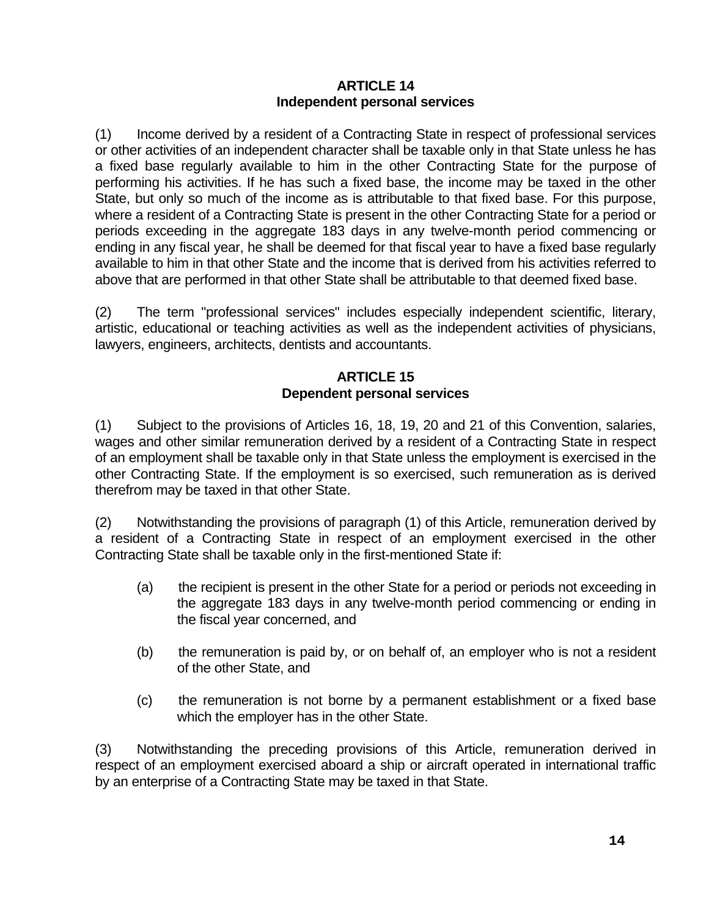## ARTICLE 14
## Independent personal services

(1) Income derived by a resident of a Contracting State in respect of professional services or other activities of an independent character shall be taxable only in that State unless he has a fixed base regularly available to him in the other Contracting State for the purpose of performing his activities. If he has such a fixed base, the income may be taxed in the other State, but only so much of the income as is attributable to that fixed base. For this purpose, where a resident of a Contracting State is present in the other Contracting State for a period or periods exceeding in the aggregate 183 days in any twelve-month period commencing or ending in any fiscal year, he shall be deemed for that fiscal year to have a fixed base regularly available to him in that other State and the income that is derived from his activities referred to above that are performed in that other State shall be attributable to that deemed fixed base.

(2) The term "professional services" includes especially independent scientific, literary, artistic, educational or teaching activities as well as the independent activities of physicians, lawyers, engineers, architects, dentists and accountants.

## ARTICLE 15
## Dependent personal services

(1) Subject to the provisions of Articles 16, 18, 19, 20 and 21 of this Convention, salaries, wages and other similar remuneration derived by a resident of a Contracting State in respect of an employment shall be taxable only in that State unless the employment is exercised in the other Contracting State. If the employment is so exercised, such remuneration as is derived therefrom may be taxed in that other State.

(2) Notwithstanding the provisions of paragraph (1) of this Article, remuneration derived by a resident of a Contracting State in respect of an employment exercised in the other Contracting State shall be taxable only in the first-mentioned State if:

- (a) the recipient is present in the other State for a period or periods not exceeding in the aggregate 183 days in any twelve-month period commencing or ending in the fiscal year concerned, and
- (b) the remuneration is paid by, or on behalf of, an employer who is not a resident of the other State, and
- (c) the remuneration is not borne by a permanent establishment or a fixed base which the employer has in the other State.

(3) Notwithstanding the preceding provisions of this Article, remuneration derived in respect of an employment exercised aboard a ship or aircraft operated in international traffic by an enterprise of a Contracting State may be taxed in that State.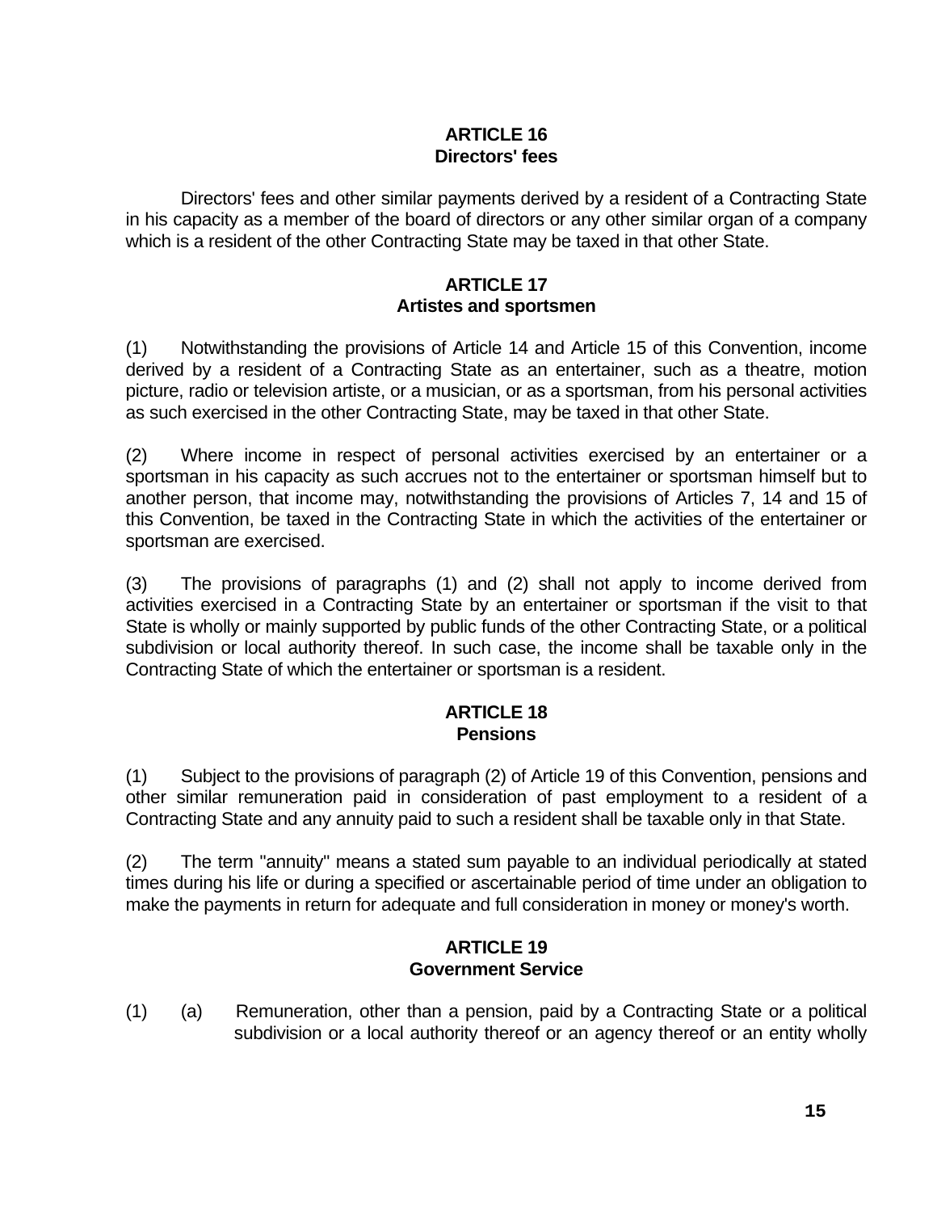## ARTICLE 16
## Directors' fees

Directors' fees and other similar payments derived by a resident of a Contracting State in his capacity as a member of the board of directors or any other similar organ of a company which is a resident of the other Contracting State may be taxed in that other State.

## ARTICLE 17
## Artistes and sportsmen

(1) Notwithstanding the provisions of Article 14 and Article 15 of this Convention, income derived by a resident of a Contracting State as an entertainer, such as a theatre, motion picture, radio or television artiste, or a musician, or as a sportsman, from his personal activities as such exercised in the other Contracting State, may be taxed in that other State.

(2) Where income in respect of personal activities exercised by an entertainer or a sportsman in his capacity as such accrues not to the entertainer or sportsman himself but to another person, that income may, notwithstanding the provisions of Articles 7, 14 and 15 of this Convention, be taxed in the Contracting State in which the activities of the entertainer or sportsman are exercised.

(3) The provisions of paragraphs (1) and (2) shall not apply to income derived from activities exercised in a Contracting State by an entertainer or sportsman if the visit to that State is wholly or mainly supported by public funds of the other Contracting State, or a political subdivision or local authority thereof. In such case, the income shall be taxable only in the Contracting State of which the entertainer or sportsman is a resident.

## ARTICLE 18
## Pensions

(1) Subject to the provisions of paragraph (2) of Article 19 of this Convention, pensions and other similar remuneration paid in consideration of past employment to a resident of a Contracting State and any annuity paid to such a resident shall be taxable only in that State.

(2) The term "annuity" means a stated sum payable to an individual periodically at stated times during his life or during a specified or ascertainable period of time under an obligation to make the payments in return for adequate and full consideration in money or money's worth.

## ARTICLE 19
## Government Service

(1) (a) Remuneration, other than a pension, paid by a Contracting State or a political subdivision or a local authority thereof or an agency thereof or an entity wholly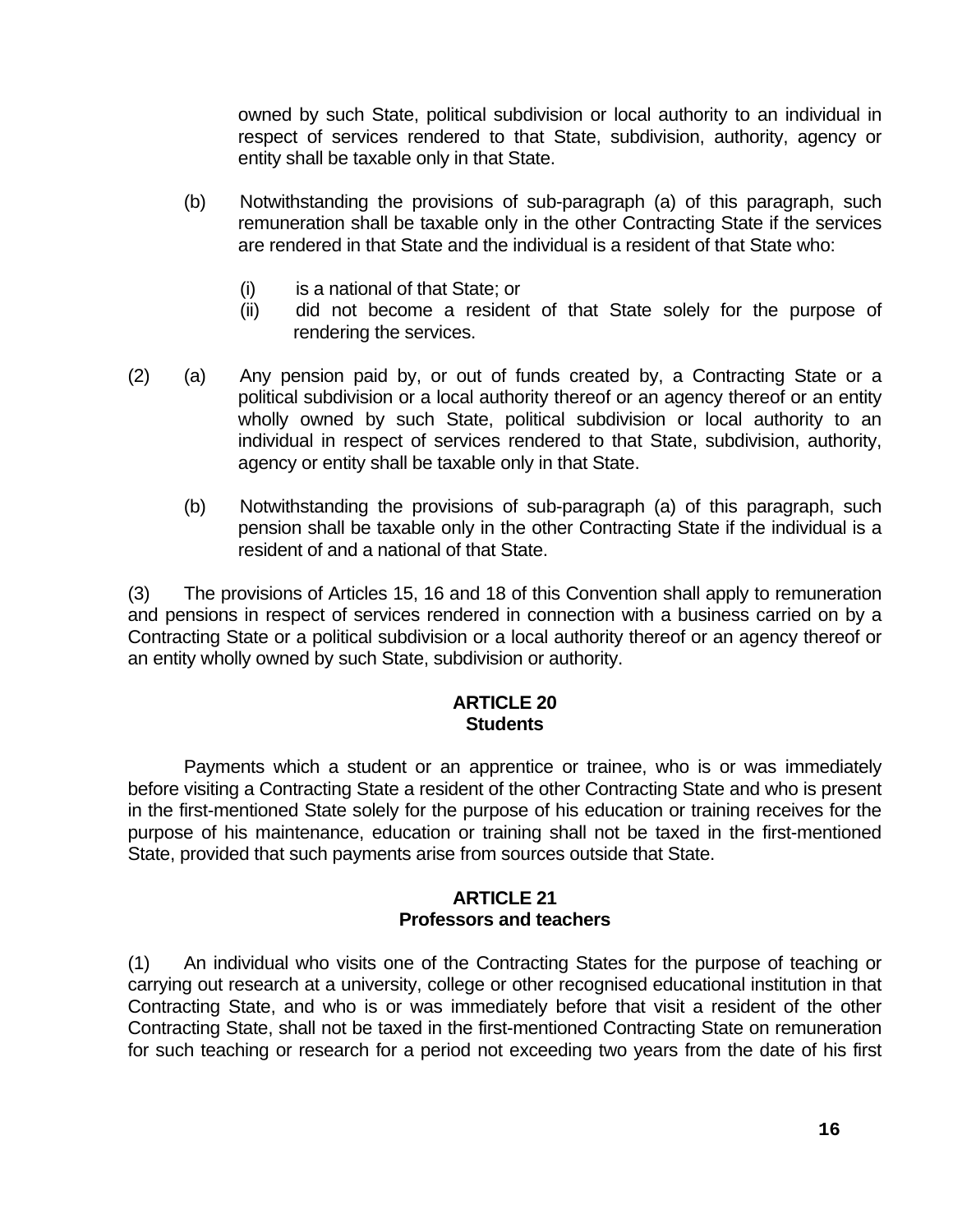owned by such State, political subdivision or local authority to an individual in respect of services rendered to that State, subdivision, authority, agency or entity shall be taxable only in that State.

(b) Notwithstanding the provisions of sub-paragraph (a) of this paragraph, such remuneration shall be taxable only in the other Contracting State if the services are rendered in that State and the individual is a resident of that State who:

(i) is a national of that State; or
(ii) did not become a resident of that State solely for the purpose of rendering the services.

(2) (a) Any pension paid by, or out of funds created by, a Contracting State or a political subdivision or a local authority thereof or an agency thereof or an entity wholly owned by such State, political subdivision or local authority to an individual in respect of services rendered to that State, subdivision, authority, agency or entity shall be taxable only in that State.

(b) Notwithstanding the provisions of sub-paragraph (a) of this paragraph, such pension shall be taxable only in the other Contracting State if the individual is a resident of and a national of that State.

(3) The provisions of Articles 15, 16 and 18 of this Convention shall apply to remuneration and pensions in respect of services rendered in connection with a business carried on by a Contracting State or a political subdivision or a local authority thereof or an agency thereof or an entity wholly owned by such State, subdivision or authority.

**ARTICLE 20**
**Students**

Payments which a student or an apprentice or trainee, who is or was immediately before visiting a Contracting State a resident of the other Contracting State and who is present in the first-mentioned State solely for the purpose of his education or training receives for the purpose of his maintenance, education or training shall not be taxed in the first-mentioned State, provided that such payments arise from sources outside that State.

**ARTICLE 21**
**Professors and teachers**

(1) An individual who visits one of the Contracting States for the purpose of teaching or carrying out research at a university, college or other recognised educational institution in that Contracting State, and who is or was immediately before that visit a resident of the other Contracting State, shall not be taxed in the first-mentioned Contracting State on remuneration for such teaching or research for a period not exceeding two years from the date of his first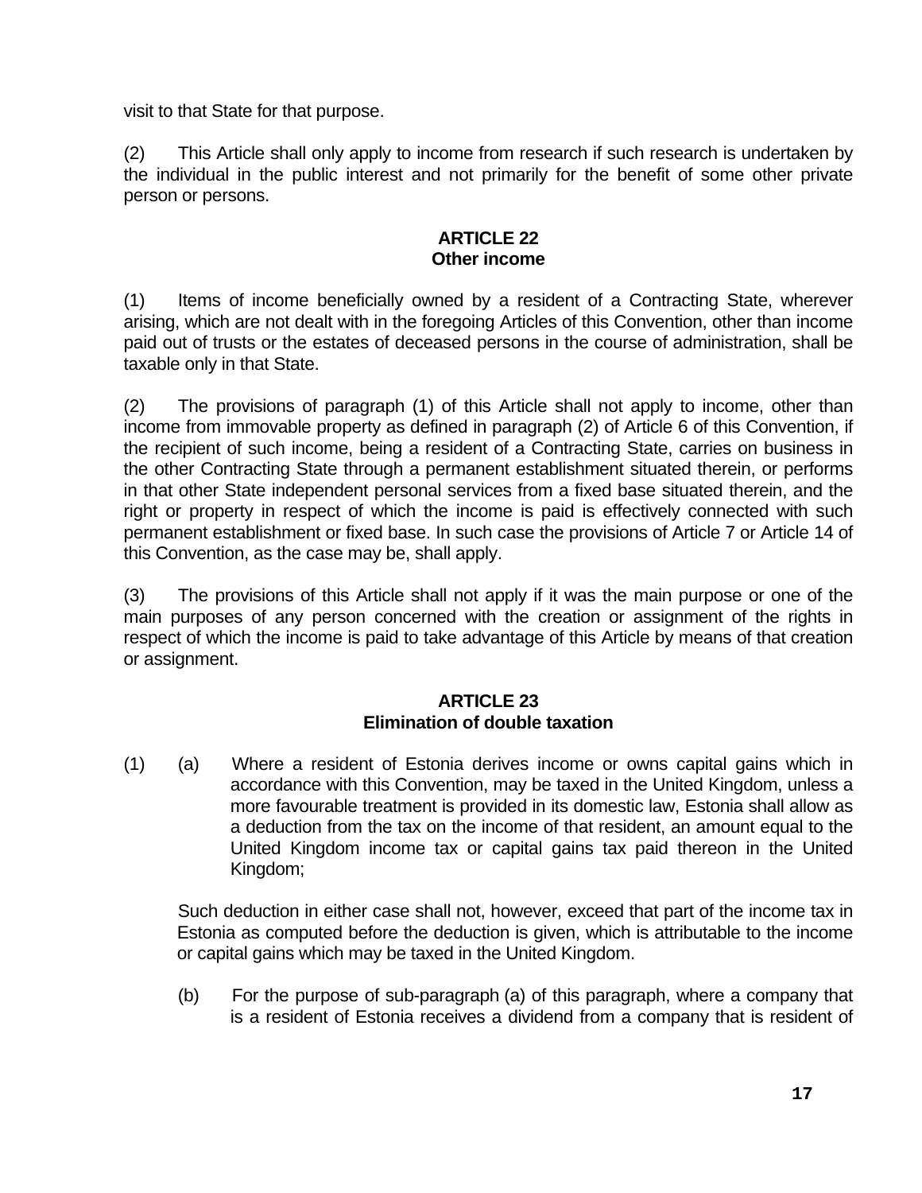visit to that State for that purpose.

(2) This Article shall only apply to income from research if such research is undertaken by the individual in the public interest and not primarily for the benefit of some other private person or persons.

## ARTICLE 22
## Other income

(1) Items of income beneficially owned by a resident of a Contracting State, wherever arising, which are not dealt with in the foregoing Articles of this Convention, other than income paid out of trusts or the estates of deceased persons in the course of administration, shall be taxable only in that State.

(2) The provisions of paragraph (1) of this Article shall not apply to income, other than income from immovable property as defined in paragraph (2) of Article 6 of this Convention, if the recipient of such income, being a resident of a Contracting State, carries on business in the other Contracting State through a permanent establishment situated therein, or performs in that other State independent personal services from a fixed base situated therein, and the right or property in respect of which the income is paid is effectively connected with such permanent establishment or fixed base. In such case the provisions of Article 7 or Article 14 of this Convention, as the case may be, shall apply.

(3) The provisions of this Article shall not apply if it was the main purpose or one of the main purposes of any person concerned with the creation or assignment of the rights in respect of which the income is paid to take advantage of this Article by means of that creation or assignment.

## ARTICLE 23
## Elimination of double taxation

(1) (a) Where a resident of Estonia derives income or owns capital gains which in accordance with this Convention, may be taxed in the United Kingdom, unless a more favourable treatment is provided in its domestic law, Estonia shall allow as a deduction from the tax on the income of that resident, an amount equal to the United Kingdom income tax or capital gains tax paid thereon in the United Kingdom;

Such deduction in either case shall not, however, exceed that part of the income tax in Estonia as computed before the deduction is given, which is attributable to the income or capital gains which may be taxed in the United Kingdom.

(b) For the purpose of sub-paragraph (a) of this paragraph, where a company that is a resident of Estonia receives a dividend from a company that is resident of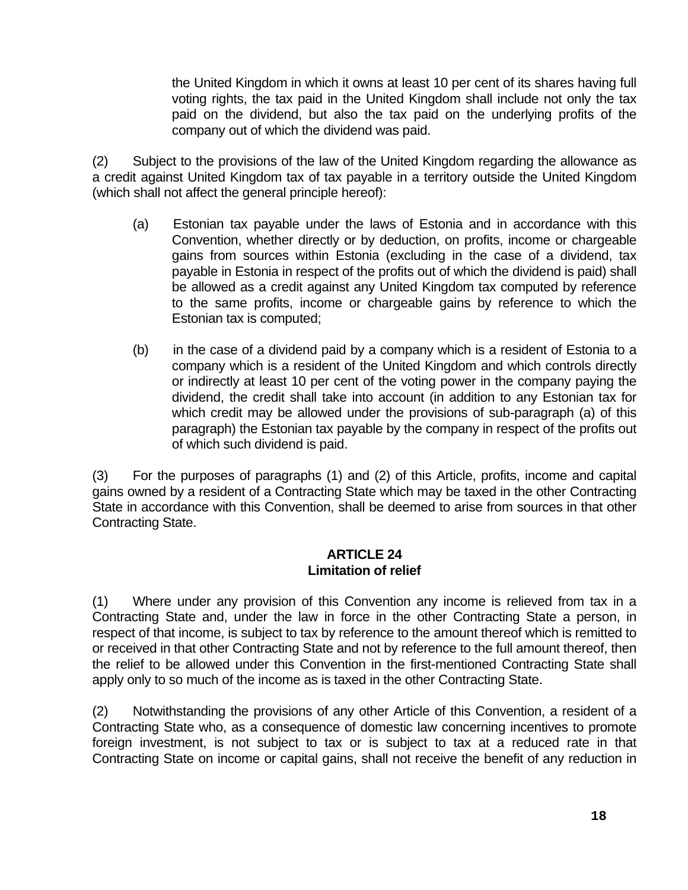the United Kingdom in which it owns at least 10 per cent of its shares having full voting rights, the tax paid in the United Kingdom shall include not only the tax paid on the dividend, but also the tax paid on the underlying profits of the company out of which the dividend was paid.

(2) Subject to the provisions of the law of the United Kingdom regarding the allowance as a credit against United Kingdom tax of tax payable in a territory outside the United Kingdom (which shall not affect the general principle hereof):

(a) Estonian tax payable under the laws of Estonia and in accordance with this Convention, whether directly or by deduction, on profits, income or chargeable gains from sources within Estonia (excluding in the case of a dividend, tax payable in Estonia in respect of the profits out of which the dividend is paid) shall be allowed as a credit against any United Kingdom tax computed by reference to the same profits, income or chargeable gains by reference to which the Estonian tax is computed;

(b) in the case of a dividend paid by a company which is a resident of Estonia to a company which is a resident of the United Kingdom and which controls directly or indirectly at least 10 per cent of the voting power in the company paying the dividend, the credit shall take into account (in addition to any Estonian tax for which credit may be allowed under the provisions of sub-paragraph (a) of this paragraph) the Estonian tax payable by the company in respect of the profits out of which such dividend is paid.

(3) For the purposes of paragraphs (1) and (2) of this Article, profits, income and capital gains owned by a resident of a Contracting State which may be taxed in the other Contracting State in accordance with this Convention, shall be deemed to arise from sources in that other Contracting State.

## ARTICLE 24
## Limitation of relief

(1) Where under any provision of this Convention any income is relieved from tax in a Contracting State and, under the law in force in the other Contracting State a person, in respect of that income, is subject to tax by reference to the amount thereof which is remitted to or received in that other Contracting State and not by reference to the full amount thereof, then the relief to be allowed under this Convention in the first-mentioned Contracting State shall apply only to so much of the income as is taxed in the other Contracting State.

(2) Notwithstanding the provisions of any other Article of this Convention, a resident of a Contracting State who, as a consequence of domestic law concerning incentives to promote foreign investment, is not subject to tax or is subject to tax at a reduced rate in that Contracting State on income or capital gains, shall not receive the benefit of any reduction in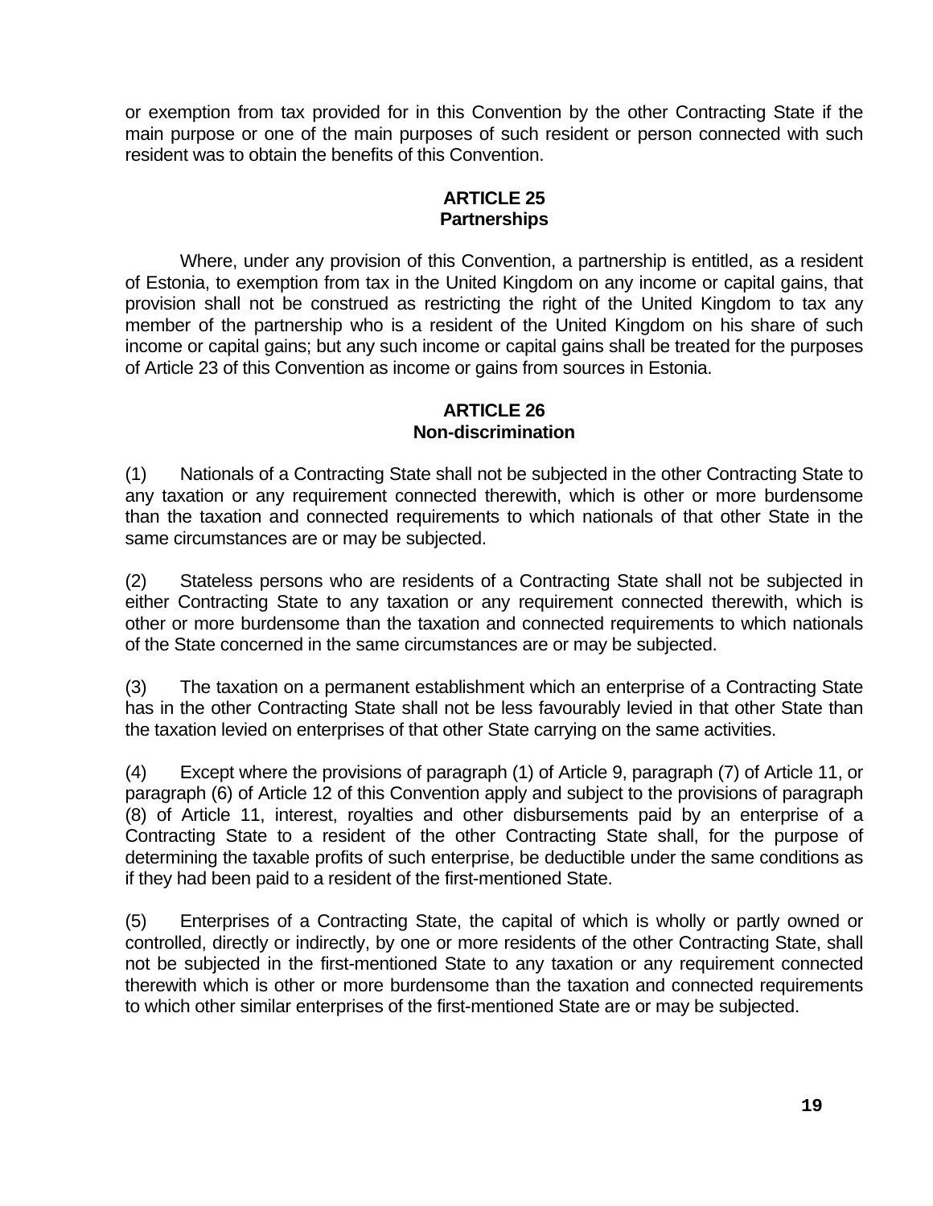or exemption from tax provided for in this Convention by the other Contracting State if the main purpose or one of the main purposes of such resident or person connected with such resident was to obtain the benefits of this Convention.

## ARTICLE 25
## Partnerships

Where, under any provision of this Convention, a partnership is entitled, as a resident of Estonia, to exemption from tax in the United Kingdom on any income or capital gains, that provision shall not be construed as restricting the right of the United Kingdom to tax any member of the partnership who is a resident of the United Kingdom on his share of such income or capital gains; but any such income or capital gains shall be treated for the purposes of Article 23 of this Convention as income or gains from sources in Estonia.

## ARTICLE 26
## Non-discrimination

(1) Nationals of a Contracting State shall not be subjected in the other Contracting State to any taxation or any requirement connected therewith, which is other or more burdensome than the taxation and connected requirements to which nationals of that other State in the same circumstances are or may be subjected.

(2) Stateless persons who are residents of a Contracting State shall not be subjected in either Contracting State to any taxation or any requirement connected therewith, which is other or more burdensome than the taxation and connected requirements to which nationals of the State concerned in the same circumstances are or may be subjected.

(3) The taxation on a permanent establishment which an enterprise of a Contracting State has in the other Contracting State shall not be less favourably levied in that other State than the taxation levied on enterprises of that other State carrying on the same activities.

(4) Except where the provisions of paragraph (1) of Article 9, paragraph (7) of Article 11, or paragraph (6) of Article 12 of this Convention apply and subject to the provisions of paragraph (8) of Article 11, interest, royalties and other disbursements paid by an enterprise of a Contracting State to a resident of the other Contracting State shall, for the purpose of determining the taxable profits of such enterprise, be deductible under the same conditions as if they had been paid to a resident of the first-mentioned State.

(5) Enterprises of a Contracting State, the capital of which is wholly or partly owned or controlled, directly or indirectly, by one or more residents of the other Contracting State, shall not be subjected in the first-mentioned State to any taxation or any requirement connected therewith which is other or more burdensome than the taxation and connected requirements to which other similar enterprises of the first-mentioned State are or may be subjected.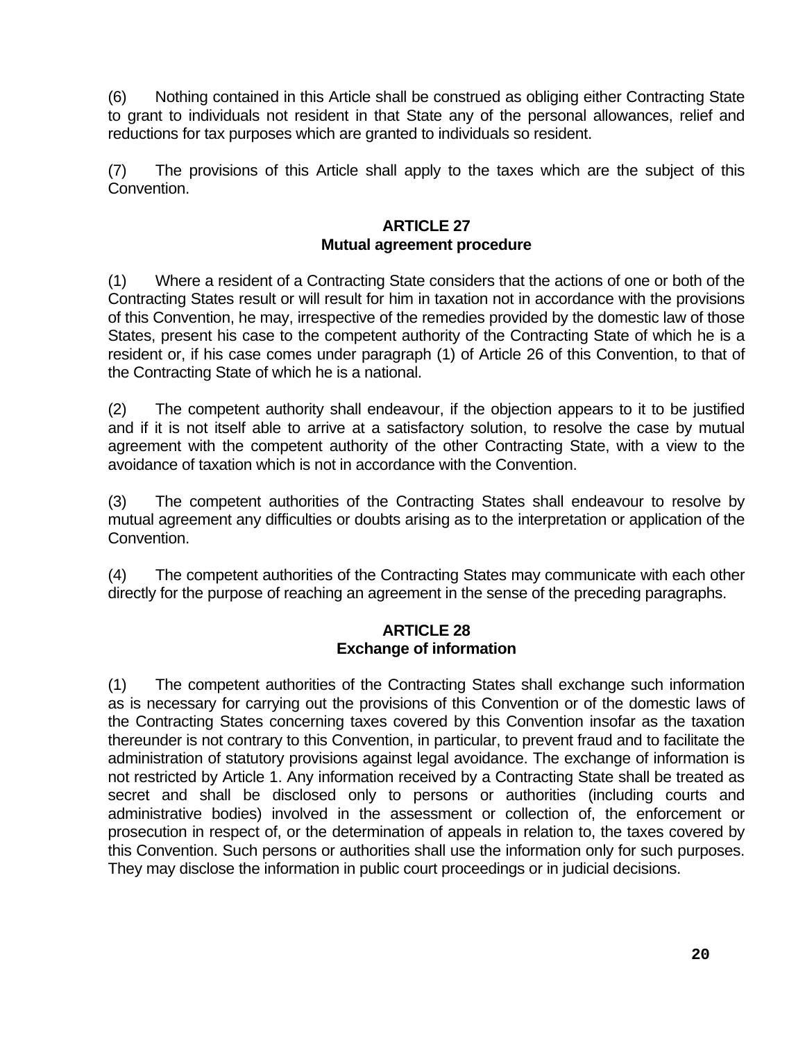(6) Nothing contained in this Article shall be construed as obliging either Contracting State to grant to individuals not resident in that State any of the personal allowances, relief and reductions for tax purposes which are granted to individuals so resident.

(7) The provisions of this Article shall apply to the taxes which are the subject of this Convention.

## ARTICLE 27
## Mutual agreement procedure

(1) Where a resident of a Contracting State considers that the actions of one or both of the Contracting States result or will result for him in taxation not in accordance with the provisions of this Convention, he may, irrespective of the remedies provided by the domestic law of those States, present his case to the competent authority of the Contracting State of which he is a resident or, if his case comes under paragraph (1) of Article 26 of this Convention, to that of the Contracting State of which he is a national.

(2) The competent authority shall endeavour, if the objection appears to it to be justified and if it is not itself able to arrive at a satisfactory solution, to resolve the case by mutual agreement with the competent authority of the other Contracting State, with a view to the avoidance of taxation which is not in accordance with the Convention.

(3) The competent authorities of the Contracting States shall endeavour to resolve by mutual agreement any difficulties or doubts arising as to the interpretation or application of the Convention.

(4) The competent authorities of the Contracting States may communicate with each other directly for the purpose of reaching an agreement in the sense of the preceding paragraphs.

## ARTICLE 28
## Exchange of information

(1) The competent authorities of the Contracting States shall exchange such information as is necessary for carrying out the provisions of this Convention or of the domestic laws of the Contracting States concerning taxes covered by this Convention insofar as the taxation thereunder is not contrary to this Convention, in particular, to prevent fraud and to facilitate the administration of statutory provisions against legal avoidance. The exchange of information is not restricted by Article 1. Any information received by a Contracting State shall be treated as secret and shall be disclosed only to persons or authorities (including courts and administrative bodies) involved in the assessment or collection of, the enforcement or prosecution in respect of, or the determination of appeals in relation to, the taxes covered by this Convention. Such persons or authorities shall use the information only for such purposes. They may disclose the information in public court proceedings or in judicial decisions.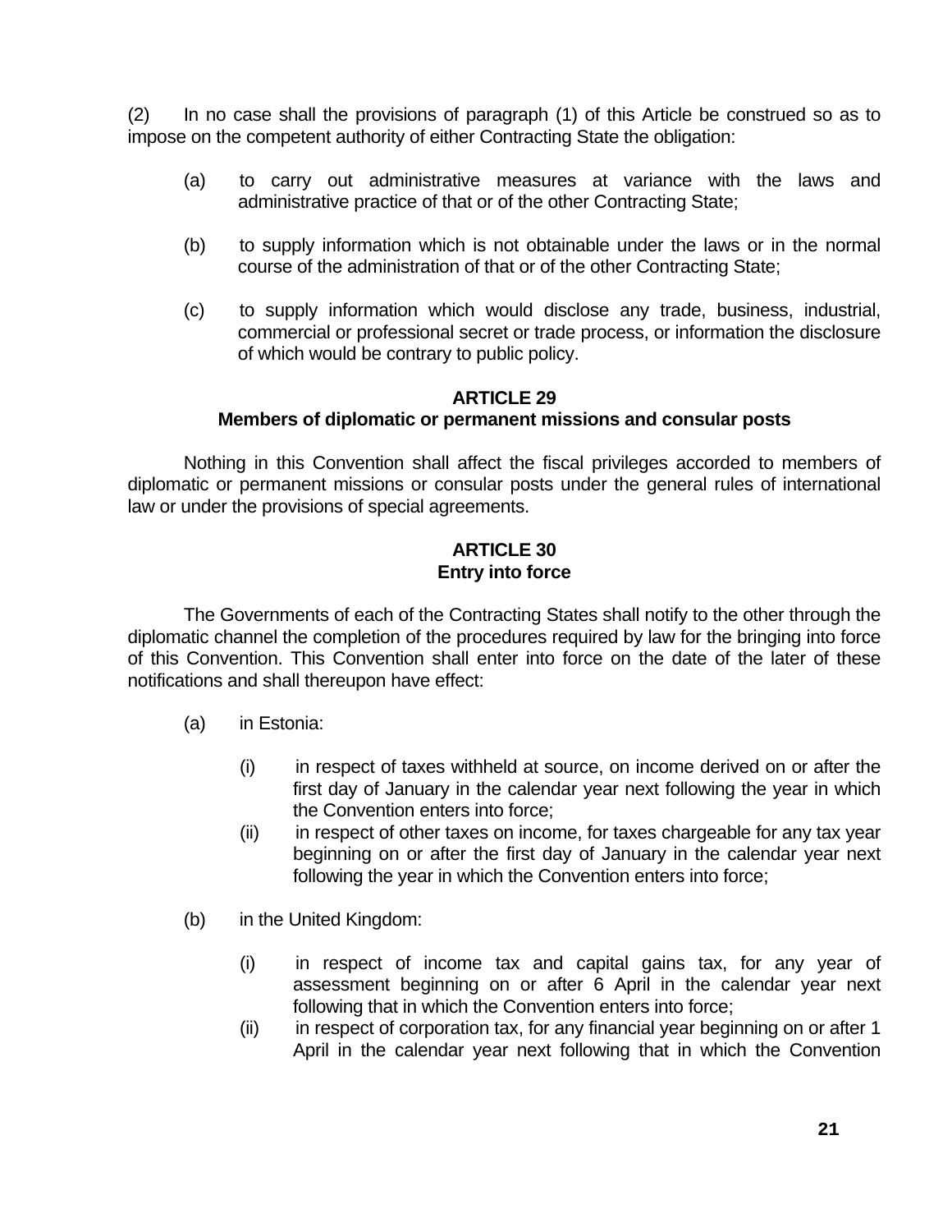(2) In no case shall the provisions of paragraph (1) of this Article be construed so as to impose on the competent authority of either Contracting State the obligation:

(a) to carry out administrative measures at variance with the laws and administrative practice of that or of the other Contracting State;

(b) to supply information which is not obtainable under the laws or in the normal course of the administration of that or of the other Contracting State;

(c) to supply information which would disclose any trade, business, industrial, commercial or professional secret or trade process, or information the disclosure of which would be contrary to public policy.

### ARTICLE 29
### Members of diplomatic or permanent missions and consular posts

Nothing in this Convention shall affect the fiscal privileges accorded to members of diplomatic or permanent missions or consular posts under the general rules of international law or under the provisions of special agreements.

### ARTICLE 30
### Entry into force

The Governments of each of the Contracting States shall notify to the other through the diplomatic channel the completion of the procedures required by law for the bringing into force of this Convention. This Convention shall enter into force on the date of the later of these notifications and shall thereupon have effect:

(a) in Estonia:

(i) in respect of taxes withheld at source, on income derived on or after the first day of January in the calendar year next following the year in which the Convention enters into force;

(ii) in respect of other taxes on income, for taxes chargeable for any tax year beginning on or after the first day of January in the calendar year next following the year in which the Convention enters into force;

(b) in the United Kingdom:

(i) in respect of income tax and capital gains tax, for any year of assessment beginning on or after 6 April in the calendar year next following that in which the Convention enters into force;

(ii) in respect of corporation tax, for any financial year beginning on or after 1 April in the calendar year next following that in which the Convention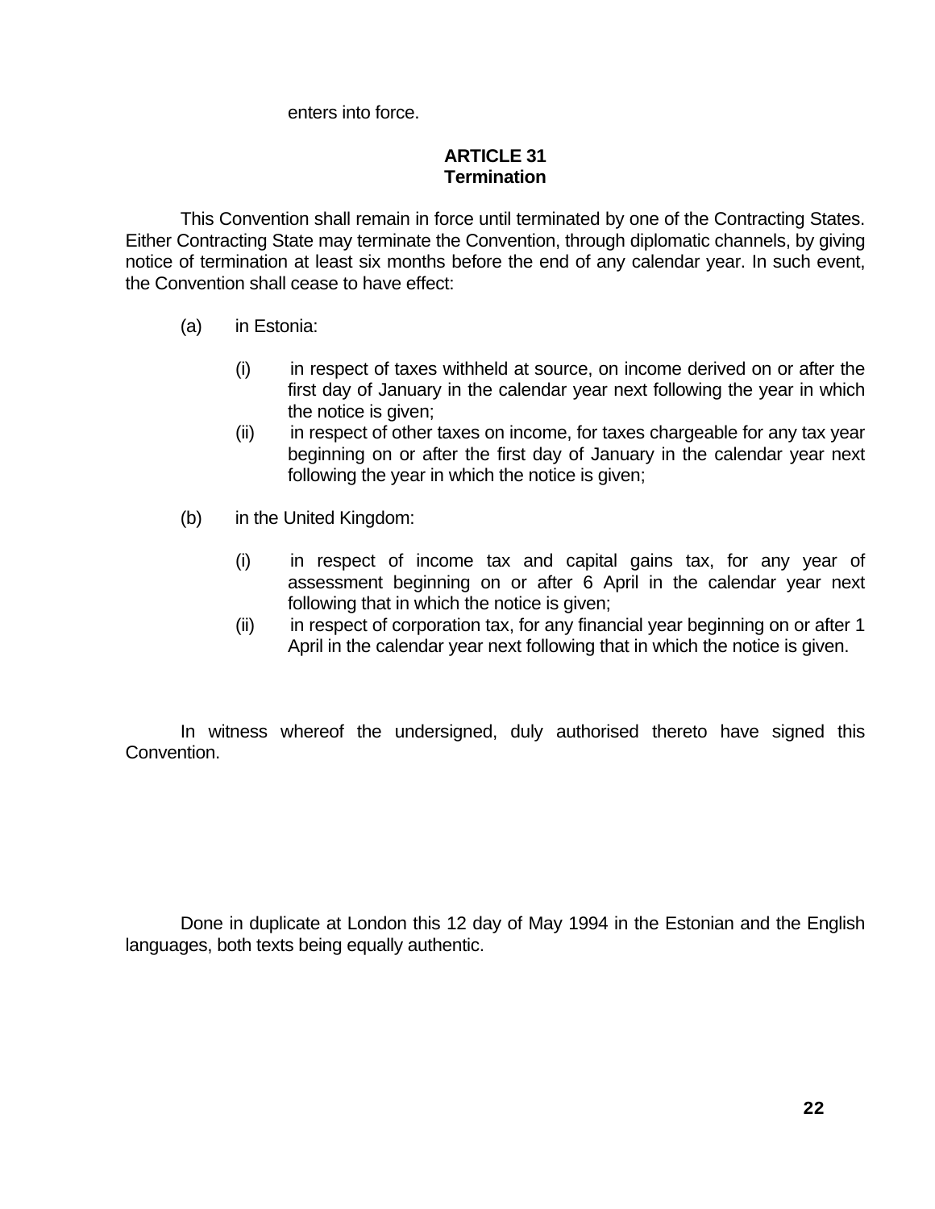enters into force.

### ARTICLE 31
### Termination

This Convention shall remain in force until terminated by one of the Contracting States. Either Contracting State may terminate the Convention, through diplomatic channels, by giving notice of termination at least six months before the end of any calendar year. In such event, the Convention shall cease to have effect:

(a) in Estonia:

  (i) in respect of taxes withheld at source, on income derived on or after the first day of January in the calendar year next following the year in which the notice is given;

  (ii) in respect of other taxes on income, for taxes chargeable for any tax year beginning on or after the first day of January in the calendar year next following the year in which the notice is given;

(b) in the United Kingdom:

  (i) in respect of income tax and capital gains tax, for any year of assessment beginning on or after 6 April in the calendar year next following that in which the notice is given;

  (ii) in respect of corporation tax, for any financial year beginning on or after 1 April in the calendar year next following that in which the notice is given.

In witness whereof the undersigned, duly authorised thereto have signed this Convention.

Done in duplicate at London this 12 day of May 1994 in the Estonian and the English languages, both texts being equally authentic.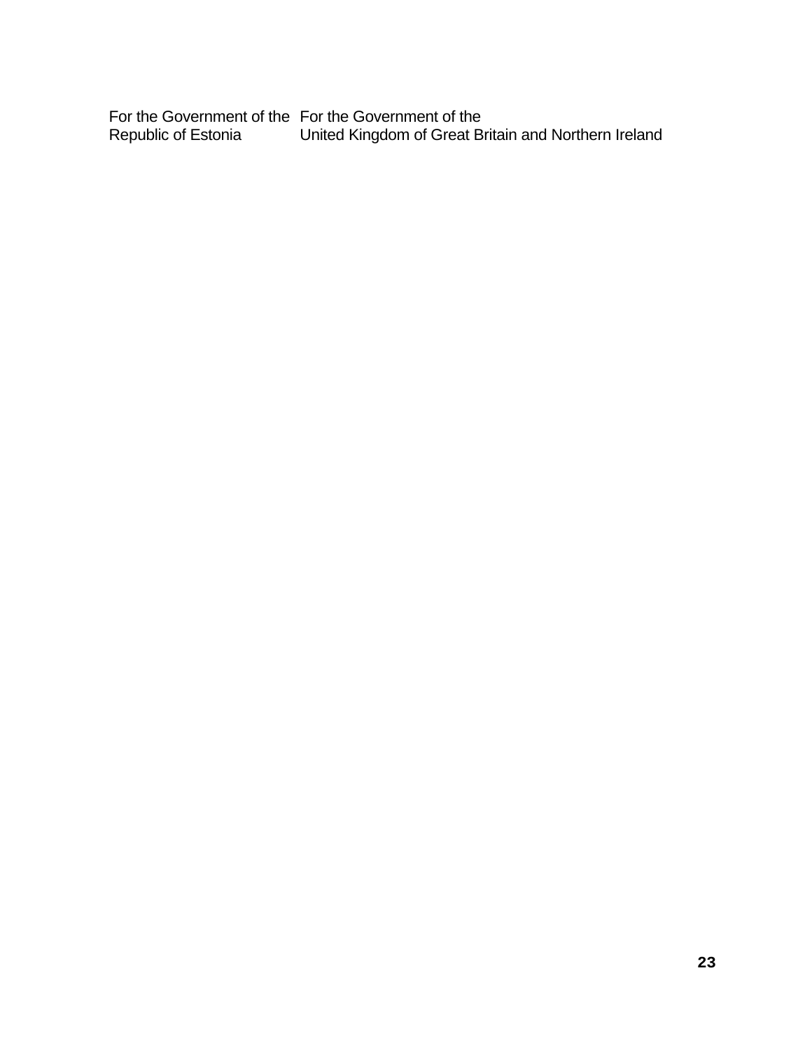| For the Government of the Republic of Estonia | For the Government of the United Kingdom of Great Britain and Northern Ireland |
| --- | --- |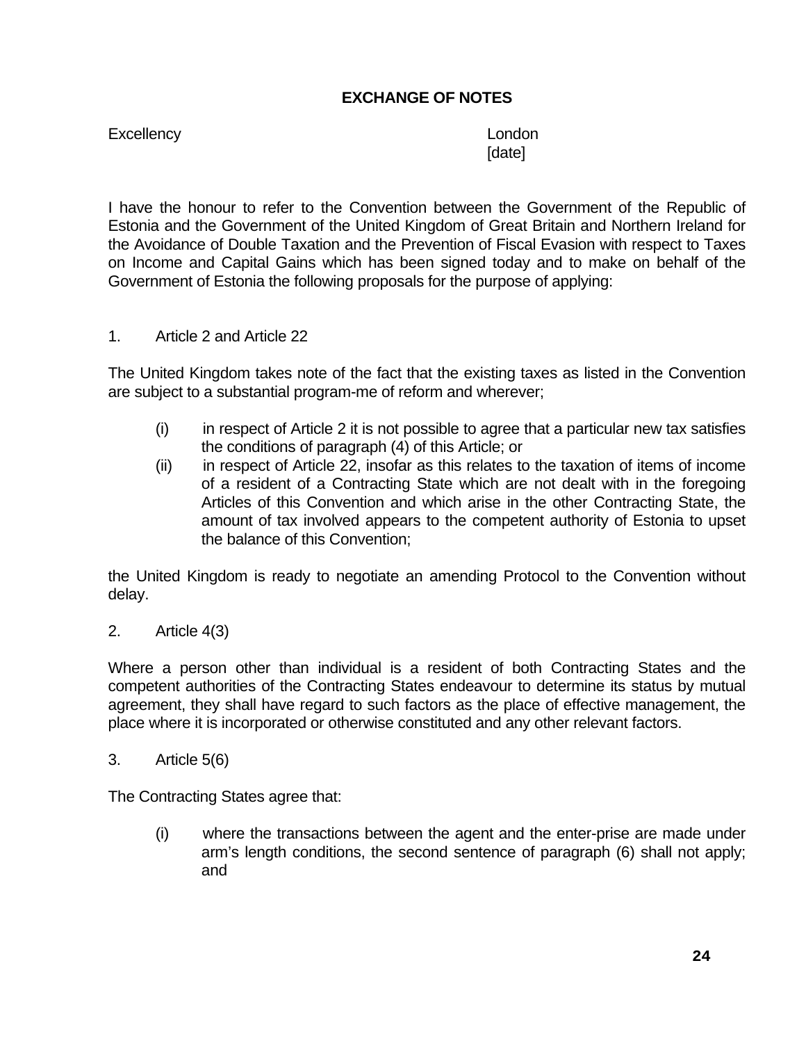**EXCHANGE OF NOTES**

Excellency

London
[date]

I have the honour to refer to the Convention between the Government of the Republic of Estonia and the Government of the United Kingdom of Great Britain and Northern Ireland for the Avoidance of Double Taxation and the Prevention of Fiscal Evasion with respect to Taxes on Income and Capital Gains which has been signed today and to make on behalf of the Government of Estonia the following proposals for the purpose of applying:

1. Article 2 and Article 22

The United Kingdom takes note of the fact that the existing taxes as listed in the Convention are subject to a substantial program-me of reform and wherever;

(i) in respect of Article 2 it is not possible to agree that a particular new tax satisfies the conditions of paragraph (4) of this Article; or
(ii) in respect of Article 22, insofar as this relates to the taxation of items of income of a resident of a Contracting State which are not dealt with in the foregoing Articles of this Convention and which arise in the other Contracting State, the amount of tax involved appears to the competent authority of Estonia to upset the balance of this Convention;

the United Kingdom is ready to negotiate an amending Protocol to the Convention without delay.

2. Article 4(3)

Where a person other than individual is a resident of both Contracting States and the competent authorities of the Contracting States endeavour to determine its status by mutual agreement, they shall have regard to such factors as the place of effective management, the place where it is incorporated or otherwise constituted and any other relevant factors.

3. Article 5(6)

The Contracting States agree that:

(i) where the transactions between the agent and the enter-prise are made under arm's length conditions, the second sentence of paragraph (6) shall not apply; and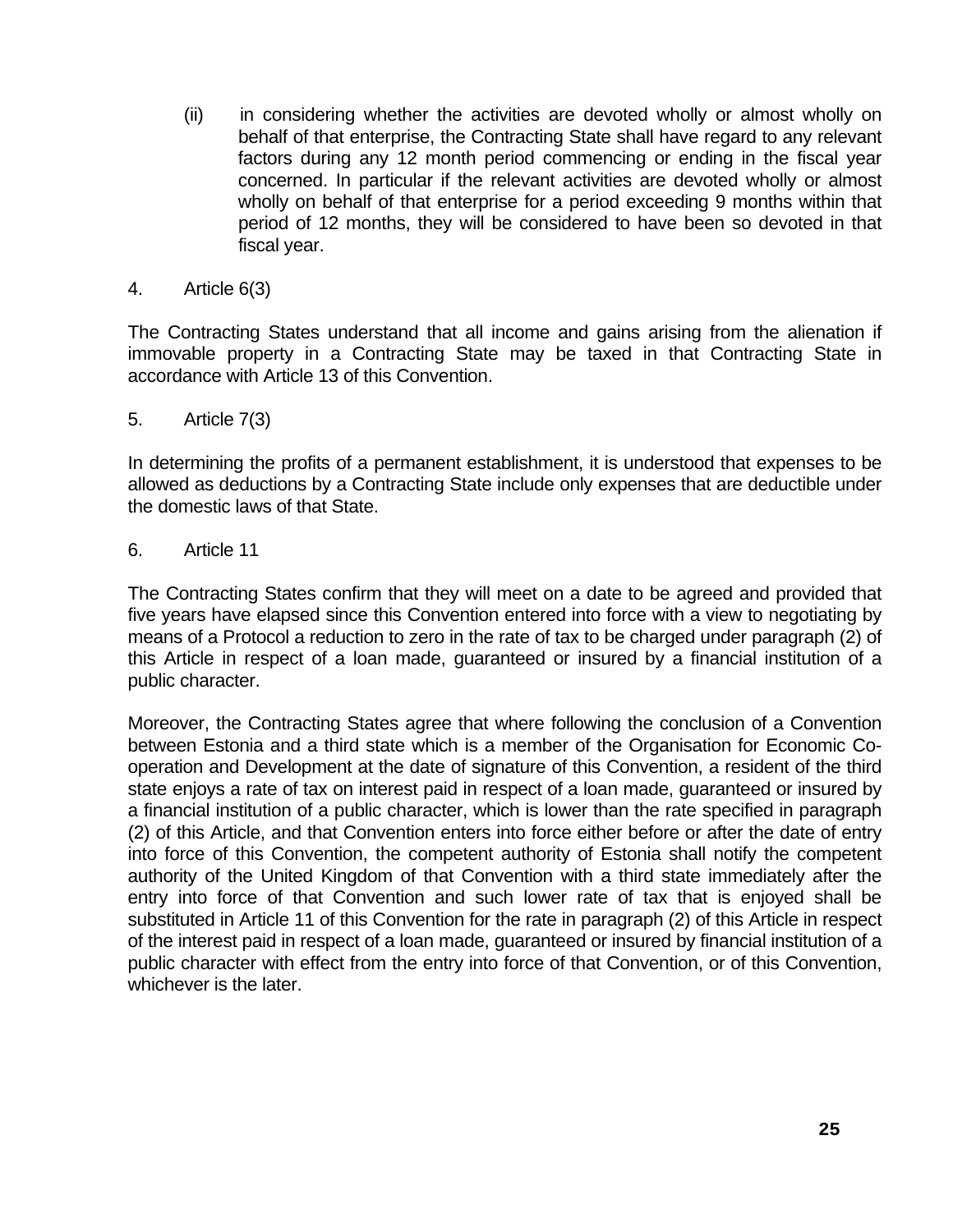(ii) in considering whether the activities are devoted wholly or almost wholly on behalf of that enterprise, the Contracting State shall have regard to any relevant factors during any 12 month period commencing or ending in the fiscal year concerned. In particular if the relevant activities are devoted wholly or almost wholly on behalf of that enterprise for a period exceeding 9 months within that period of 12 months, they will be considered to have been so devoted in that fiscal year.

4. Article 6(3)

The Contracting States understand that all income and gains arising from the alienation if immovable property in a Contracting State may be taxed in that Contracting State in accordance with Article 13 of this Convention.

5. Article 7(3)

In determining the profits of a permanent establishment, it is understood that expenses to be allowed as deductions by a Contracting State include only expenses that are deductible under the domestic laws of that State.

6. Article 11

The Contracting States confirm that they will meet on a date to be agreed and provided that five years have elapsed since this Convention entered into force with a view to negotiating by means of a Protocol a reduction to zero in the rate of tax to be charged under paragraph (2) of this Article in respect of a loan made, guaranteed or insured by a financial institution of a public character.

Moreover, the Contracting States agree that where following the conclusion of a Convention between Estonia and a third state which is a member of the Organisation for Economic Co-operation and Development at the date of signature of this Convention, a resident of the third state enjoys a rate of tax on interest paid in respect of a loan made, guaranteed or insured by a financial institution of a public character, which is lower than the rate specified in paragraph (2) of this Article, and that Convention enters into force either before or after the date of entry into force of this Convention, the competent authority of Estonia shall notify the competent authority of the United Kingdom of that Convention with a third state immediately after the entry into force of that Convention and such lower rate of tax that is enjoyed shall be substituted in Article 11 of this Convention for the rate in paragraph (2) of this Article in respect of the interest paid in respect of a loan made, guaranteed or insured by financial institution of a public character with effect from the entry into force of that Convention, or of this Convention, whichever is the later.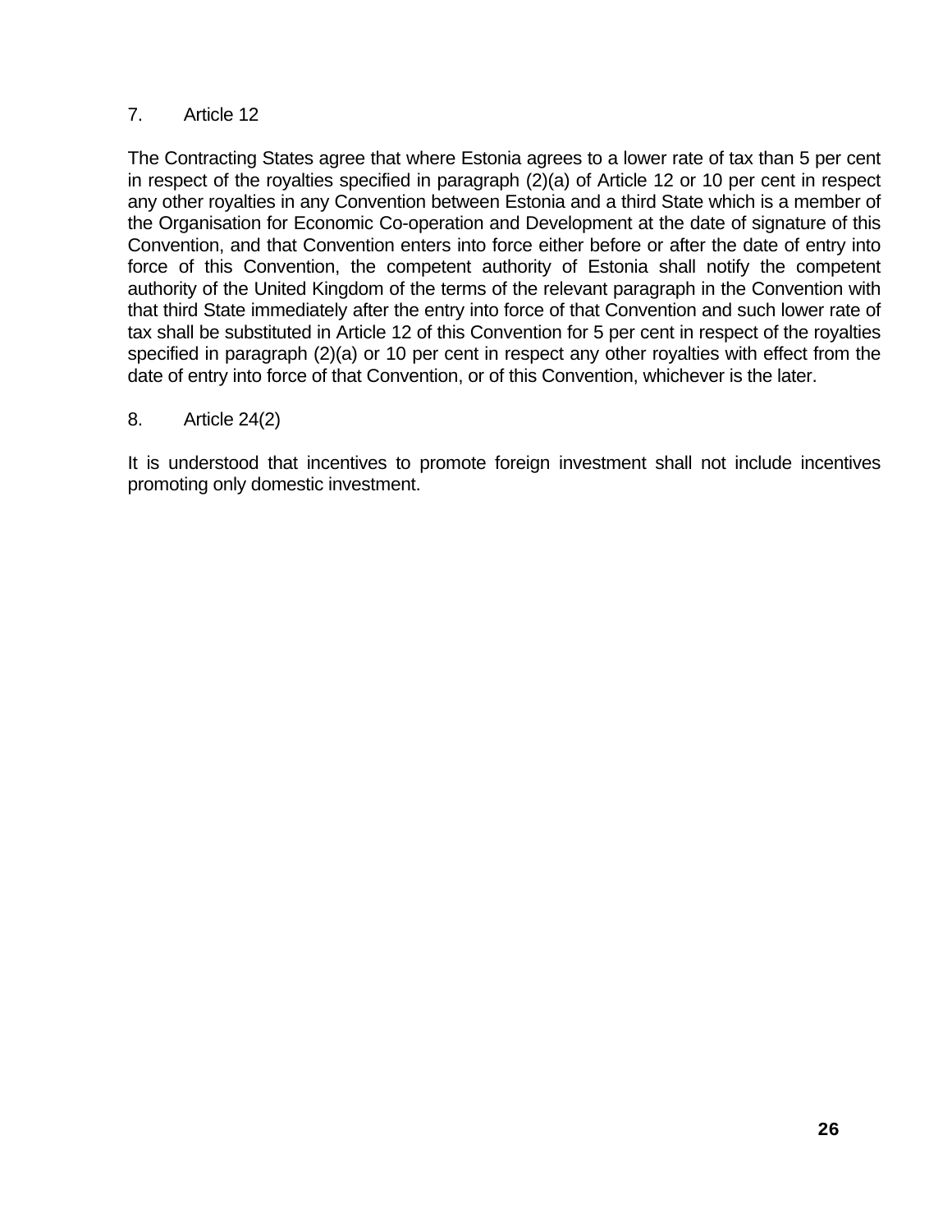7. Article 12

The Contracting States agree that where Estonia agrees to a lower rate of tax than 5 per cent in respect of the royalties specified in paragraph (2)(a) of Article 12 or 10 per cent in respect any other royalties in any Convention between Estonia and a third State which is a member of the Organisation for Economic Co-operation and Development at the date of signature of this Convention, and that Convention enters into force either before or after the date of entry into force of this Convention, the competent authority of Estonia shall notify the competent authority of the United Kingdom of the terms of the relevant paragraph in the Convention with that third State immediately after the entry into force of that Convention and such lower rate of tax shall be substituted in Article 12 of this Convention for 5 per cent in respect of the royalties specified in paragraph (2)(a) or 10 per cent in respect any other royalties with effect from the date of entry into force of that Convention, or of this Convention, whichever is the later.

8. Article 24(2)

It is understood that incentives to promote foreign investment shall not include incentives promoting only domestic investment.